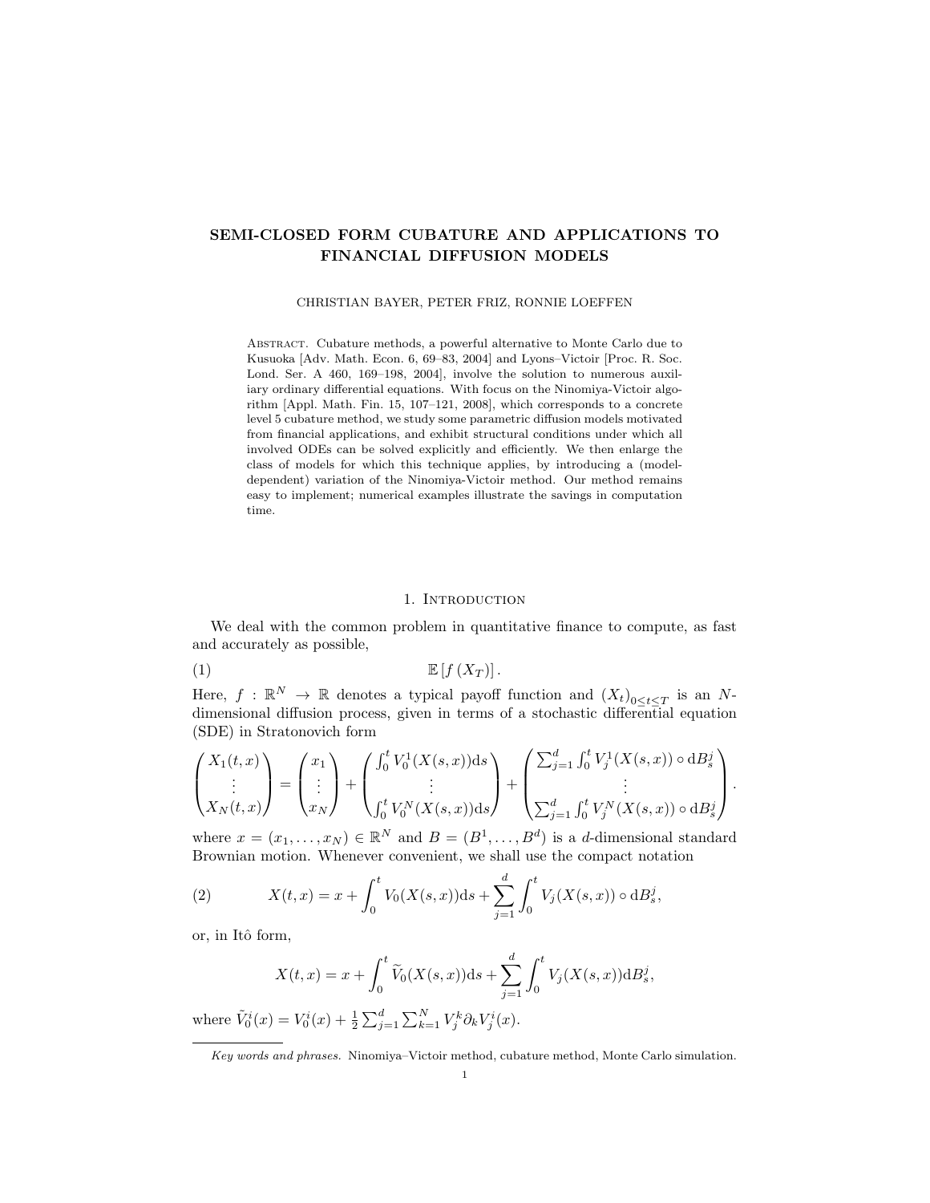# SEMI-CLOSED FORM CUBATURE AND APPLICATIONS TO FINANCIAL DIFFUSION MODELS

CHRISTIAN BAYER, PETER FRIZ, RONNIE LOEFFEN

Abstract. Cubature methods, a powerful alternative to Monte Carlo due to Kusuoka [Adv. Math. Econ. 6, 69–83, 2004] and Lyons–Victoir [Proc. R. Soc. Lond. Ser. A 460, 169–198, 2004], involve the solution to numerous auxiliary ordinary differential equations. With focus on the Ninomiya-Victoir algorithm [Appl. Math. Fin. 15, 107–121, 2008], which corresponds to a concrete level 5 cubature method, we study some parametric diffusion models motivated from financial applications, and exhibit structural conditions under which all involved ODEs can be solved explicitly and efficiently. We then enlarge the class of models for which this technique applies, by introducing a (model-dependent) variation of the Ninomiya-Victoir method. Our method remains easy to implement; numerical examples illustrate the savings in computation time.

## 1. Introduction

We deal with the common problem in quantitative finance to compute, as fast and accurately as possible,

$$\mathbb{E}\left[f\left(X_T\right)\right]. \tag{1}$$

Here, $f:\mathbb{R}^N \to \mathbb{R}$ denotes a typical payoff function and $(X_t)_{0\leq t\leq T}$ is an $N$-dimensional diffusion process, given in terms of a stochastic differential equation (SDE) in Stratonovich form

$$\begin{pmatrix} X_1(t,x) \\ \vdots \\ X_N(t,x) \end{pmatrix} = \begin{pmatrix} x_1 \\ \vdots \\ x_N \end{pmatrix} + \begin{pmatrix} \int_0^t V_0^1(X(s,x))\mathrm{d}s \\ \vdots \\ \int_0^t V_0^N(X(s,x))\mathrm{d}s \end{pmatrix} + \begin{pmatrix} \sum_{j=1}^d \int_0^t V_j^1(X(s,x)) \circ \mathrm{d}B_s^j \\ \vdots \\ \sum_{j=1}^d \int_0^t V_j^N(X(s,x)) \circ \mathrm{d}B_s^j \end{pmatrix}.$$

where $x=(x_1,\ldots,x_N)\in\mathbb{R}^N$ and $B=(B^1,\ldots,B^d)$ is a $d$-dimensional standard Brownian motion. Whenever convenient, we shall use the compact notation

$$X(t,x) = x + \int_0^t V_0(X(s,x))\mathrm{d}s + \sum_{j=1}^d \int_0^t V_j(X(s,x)) \circ \mathrm{d}B_s^j, \tag{2}$$

or, in Itô form,

$$X(t,x) = x + \int_0^t \widetilde{V}_0(X(s,x))\mathrm{d}s + \sum_{j=1}^d \int_0^t V_j(X(s,x))\mathrm{d}B_s^j,$$

where $\tilde{V}_0^i(x) = V_0^i(x) + \frac{1}{2}\sum_{j=1}^d \sum_{k=1}^N V_j^k \partial_k V_j^i(x)$.

*Key words and phrases.* Ninomiya–Victoir method, cubature method, Monte Carlo simulation.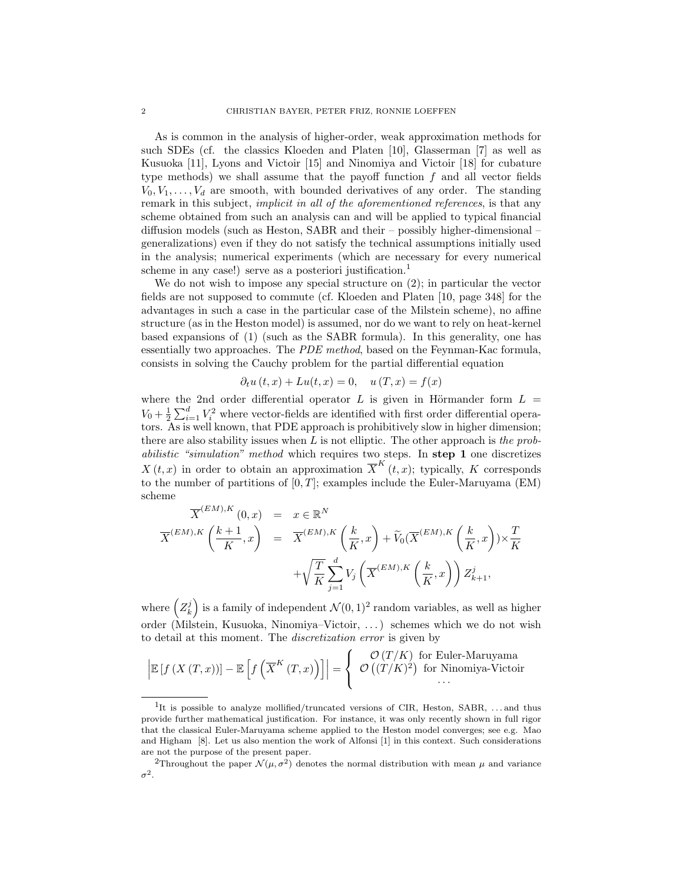As is common in the analysis of higher-order, weak approximation methods for such SDEs (cf. the classics Kloeden and Platen [10], Glasserman [7] as well as Kusuoka [11], Lyons and Victoir [15] and Ninomiya and Victoir [18] for cubature type methods) we shall assume that the payoff function $f$ and all vector fields $V_0, V_1, \ldots, V_d$ are smooth, with bounded derivatives of any order. The standing remark in this subject, *implicit in all of the aforementioned references*, is that any scheme obtained from such an analysis can and will be applied to typical financial diffusion models (such as Heston, SABR and their – possibly higher-dimensional – generalizations) even if they do not satisfy the technical assumptions initially used in the analysis; numerical experiments (which are necessary for every numerical scheme in any case!) serve as a posteriori justification.[1]

We do not wish to impose any special structure on (2); in particular the vector fields are not supposed to commute (cf. Kloeden and Platen [10, page 348] for the advantages in such a case in the particular case of the Milstein scheme), no affine structure (as in the Heston model) is assumed, nor do we want to rely on heat-kernel based expansions of (1) (such as the SABR formula). In this generality, one has essentially two approaches. The *PDE method*, based on the Feynman-Kac formula, consists in solving the Cauchy problem for the partial differential equation

$$\partial_t u(t,x) + Lu(t,x) = 0, \quad u(T,x) = f(x)$$

where the 2nd order differential operator $L$ is given in Hörmander form $L = V_0 + \frac{1}{2}\sum_{i=1}^d V_i^2$ where vector-fields are identified with first order differential operators. As is well known, that PDE approach is prohibitively slow in higher dimension; there are also stability issues when $L$ is not elliptic. The other approach is *the probabilistic "simulation" method* which requires two steps. In **step 1** one discretizes $X(t,x)$ in order to obtain an approximation $\overline{X}^K(t,x)$; typically, $K$ corresponds to the number of partitions of $[0,T]$; examples include the Euler-Maruyama (EM) scheme

$$\begin{aligned}
\overline{X}^{(EM),K}(0,x) &= x \in \mathbb{R}^N \\
\overline{X}^{(EM),K}\left(\frac{k+1}{K},x\right) &= \overline{X}^{(EM),K}\left(\frac{k}{K},x\right) + \widetilde{V}_0\left(\overline{X}^{(EM),K}\left(\frac{k}{K},x\right)\right)\times\frac{T}{K} \\
&\quad + \sqrt{\frac{T}{K}}\sum_{j=1}^d V_j\left(\overline{X}^{(EM),K}\left(\frac{k}{K},x\right)\right)Z_{k+1}^j,
\end{aligned}$$

where $\left(Z_k^j\right)$ is a family of independent $\mathcal{N}(0,1)$[2] random variables, as well as higher order (Milstein, Kusuoka, Ninomiya–Victoir, ...) schemes which we do not wish to detail at this moment. The *discretization error* is given by

$$\left|\mathbb{E}\left[f\left(X\left(T,x\right)\right)\right] - \mathbb{E}\left[f\left(\overline{X}^K(T,x)\right)\right]\right| = \begin{cases} \mathcal{O}(T/K) & \text{for Euler-Maruyama} \\ \mathcal{O}\left((T/K)^2\right) & \text{for Ninomiya-Victoir} \\ \cdots & \end{cases}$$

---

[1] It is possible to analyze mollified/truncated versions of CIR, Heston, SABR, ... and thus provide further mathematical justification. For instance, it was only recently shown in full rigor that the classical Euler-Maruyama scheme applied to the Heston model converges; see e.g. Mao and Higham [8]. Let us also mention the work of Alfonsi [1] in this context. Such considerations are not the purpose of the present paper.

[2] Throughout the paper $\mathcal{N}(\mu,\sigma^2)$ denotes the normal distribution with mean $\mu$ and variance $\sigma^2$.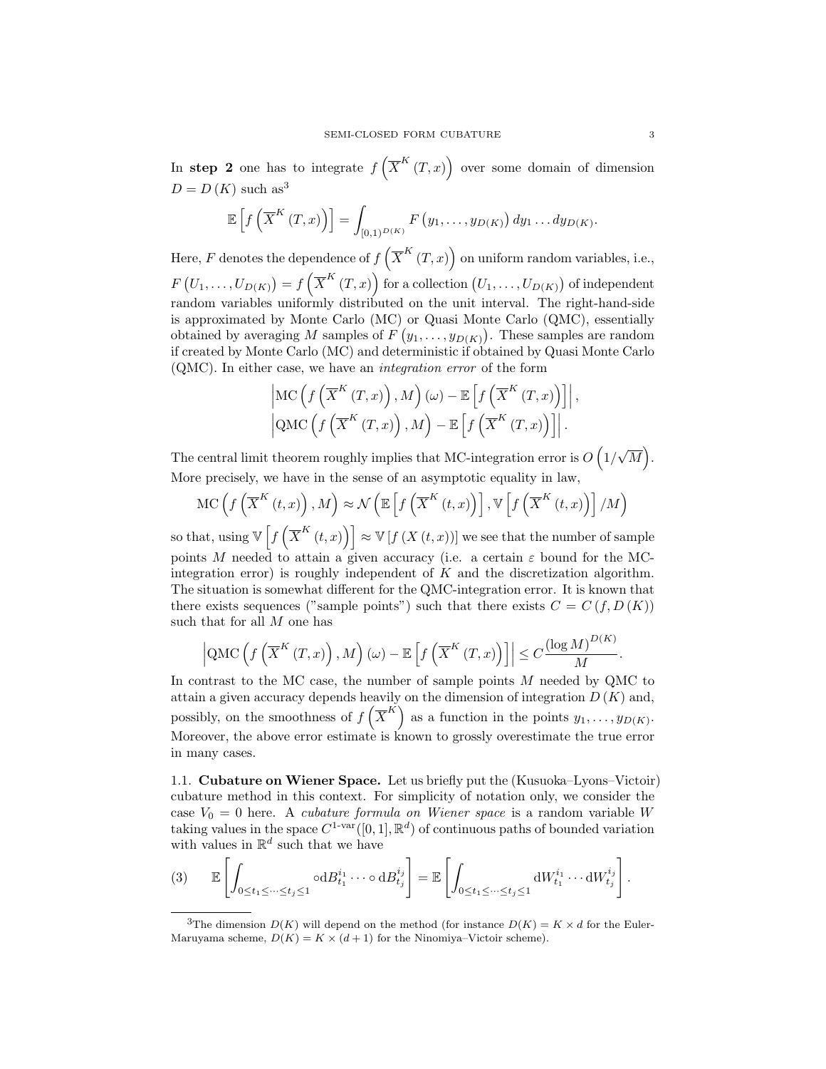In **step 2** one has to integrate $f\left(\overline{X}^K(T,x)\right)$ over some domain of dimension $D = D(K)$ such as[3]

$$\mathbb{E}\left[f\left(\overline{X}^K(T,x)\right)\right] = \int_{[0,1)^{D(K)}} F\left(y_1,\ldots,y_{D(K)}\right) dy_1 \ldots dy_{D(K)}.$$

Here, $F$ denotes the dependence of $f\left(\overline{X}^K(T,x)\right)$ on uniform random variables, i.e., $F\left(U_1,\ldots,U_{D(K)}\right) = f\left(\overline{X}^K(T,x)\right)$ for a collection $\left(U_1,\ldots,U_{D(K)}\right)$ of independent random variables uniformly distributed on the unit interval. The right-hand-side is approximated by Monte Carlo (MC) or Quasi Monte Carlo (QMC), essentially obtained by averaging $M$ samples of $F\left(y_1,\ldots,y_{D(K)}\right)$. These samples are random if created by Monte Carlo (MC) and deterministic if obtained by Quasi Monte Carlo (QMC). In either case, we have an *integration error* of the form

$$\left|\mathrm{MC}\left(f\left(\overline{X}^K(T,x)\right),M\right)(\omega) - \mathbb{E}\left[f\left(\overline{X}^K(T,x)\right)\right]\right|,$$
$$\left|\mathrm{QMC}\left(f\left(\overline{X}^K(T,x)\right),M\right) - \mathbb{E}\left[f\left(\overline{X}^K(T,x)\right)\right]\right|.$$

The central limit theorem roughly implies that MC-integration error is $O\left(1/\sqrt{M}\right)$. More precisely, we have in the sense of an asymptotic equality in law,

$$\mathrm{MC}\left(f\left(\overline{X}^K(t,x)\right),M\right) \approx \mathcal{N}\left(\mathbb{E}\left[f\left(\overline{X}^K(t,x)\right)\right], \mathbb{V}\left[f\left(\overline{X}^K(t,x)\right)\right]/M\right)$$

so that, using $\mathbb{V}\left[f\left(\overline{X}^K(t,x)\right)\right] \approx \mathbb{V}\left[f\left(X(t,x)\right)\right]$ we see that the number of sample points $M$ needed to attain a given accuracy (i.e. a certain $\varepsilon$ bound for the MC-integration error) is roughly independent of $K$ and the discretization algorithm. The situation is somewhat different for the QMC-integration error. It is known that there exists sequences ("sample points") such that there exists $C = C(f, D(K))$ such that for all $M$ one has

$$\left|\mathrm{QMC}\left(f\left(\overline{X}^K(T,x)\right),M\right)(\omega) - \mathbb{E}\left[f\left(\overline{X}^K(T,x)\right)\right]\right| \le C\frac{(\log M)^{D(K)}}{M}.$$

In contrast to the MC case, the number of sample points $M$ needed by QMC to attain a given accuracy depends heavily on the dimension of integration $D(K)$ and, possibly, on the smoothness of $f\left(\overline{X}^K\right)$ as a function in the points $y_1,\ldots,y_{D(K)}$. Moreover, the above error estimate is known to grossly overestimate the true error in many cases.

### 1.1. Cubature on Wiener Space.

Let us briefly put the (Kusuoka–Lyons–Victoir) cubature method in this context. For simplicity of notation only, we consider the case $V_0 = 0$ here. A *cubature formula on Wiener space* is a random variable $W$ taking values in the space $C^{1\text{-var}}([0,1],\mathbb{R}^d)$ of continuous paths of bounded variation with values in $\mathbb{R}^d$ such that we have

$$\mathbb{E}\left[\int_{0\le t_1\le\cdots\le t_j\le 1} \circ \mathrm{d}B^{i_1}_{t_1}\cdots\circ \mathrm{d}B^{i_j}_{t_j}\right] = \mathbb{E}\left[\int_{0\le t_1\le\cdots\le t_j\le 1} \mathrm{d}W^{i_1}_{t_1}\cdots \mathrm{d}W^{i_j}_{t_j}\right]. \tag{3}$$

[3] The dimension $D(K)$ will depend on the method (for instance $D(K) = K \times d$ for the Euler-Maruyama scheme, $D(K) = K \times (d+1)$ for the Ninomiya–Victoir scheme).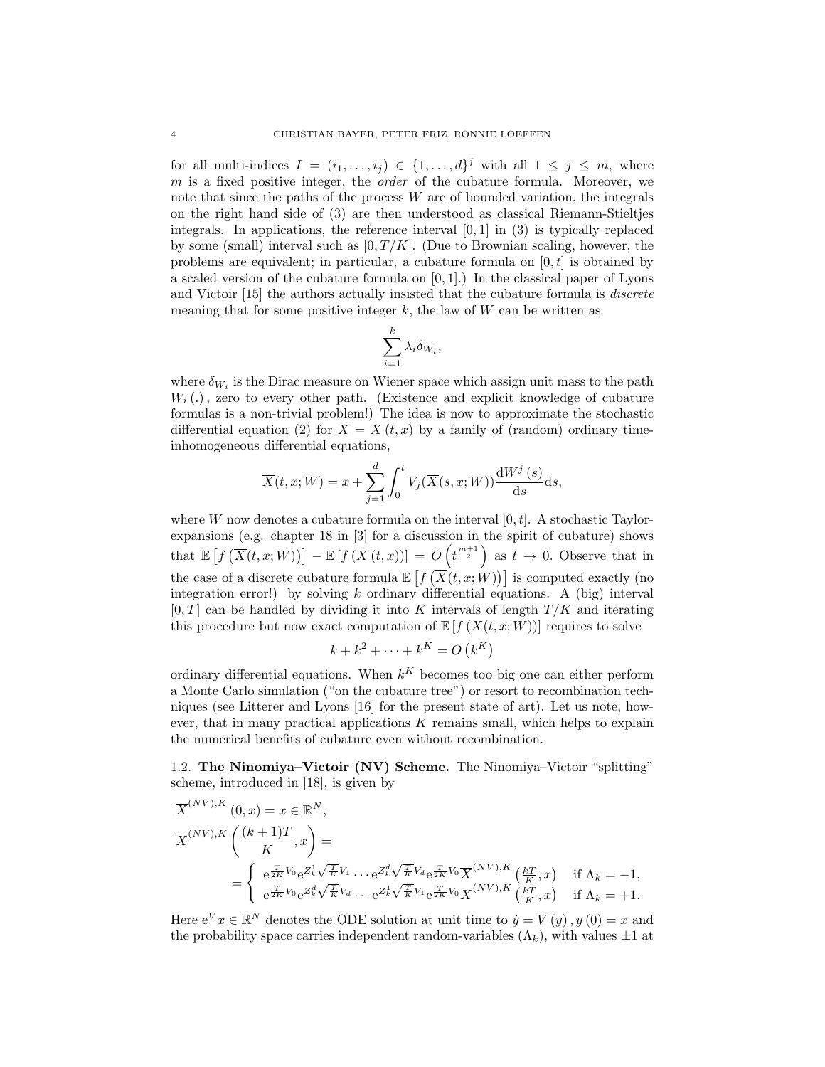for all multi-indices $I = (i_1, \dots, i_j) \in \{1, \dots, d\}^j$ with all $1 \le j \le m$, where $m$ is a fixed positive integer, the *order* of the cubature formula. Moreover, we note that since the paths of the process $W$ are of bounded variation, the integrals on the right hand side of (3) are then understood as classical Riemann-Stieltjes integrals. In applications, the reference interval $[0,1]$ in (3) is typically replaced by some (small) interval such as $[0, T/K]$. (Due to Brownian scaling, however, the problems are equivalent; in particular, a cubature formula on $[0,t]$ is obtained by a scaled version of the cubature formula on $[0,1]$.) In the classical paper of Lyons and Victoir [15] the authors actually insisted that the cubature formula is *discrete* meaning that for some positive integer $k$, the law of $W$ can be written as

$$\sum_{i=1}^{k} \lambda_i \delta_{W_i},$$

where $\delta_{W_i}$ is the Dirac measure on Wiener space which assign unit mass to the path $W_i(.)$, zero to every other path. (Existence and explicit knowledge of cubature formulas is a non-trivial problem!) The idea is now to approximate the stochastic differential equation (2) for $X = X(t,x)$ by a family of (random) ordinary time-inhomogeneous differential equations,

$$\overline{X}(t,x;W) = x + \sum_{j=1}^{d} \int_0^t V_j(\overline{X}(s,x;W)) \frac{\mathrm{d}W^j(s)}{\mathrm{d}s} \mathrm{d}s,$$

where $W$ now denotes a cubature formula on the interval $[0,t]$. A stochastic Taylor-expansions (e.g. chapter 18 in [3] for a discussion in the spirit of cubature) shows that $\mathbb{E}\left[f\left(\overline{X}(t,x;W)\right)\right] - \mathbb{E}\left[f\left(X(t,x)\right)\right] = O\left(t^{\frac{m+1}{2}}\right)$ as $t \to 0$. Observe that in the case of a discrete cubature formula $\mathbb{E}\left[f\left(\overline{X}(t,x;W)\right)\right]$ is computed exactly (no integration error!) by solving $k$ ordinary differential equations. A (big) interval $[0,T]$ can be handled by dividing it into $K$ intervals of length $T/K$ and iterating this procedure but now exact computation of $\mathbb{E}\left[f\left(X(t,x;W)\right)\right]$ requires to solve

$$k + k^2 + \cdots + k^K = O\left(k^K\right)$$

ordinary differential equations. When $k^K$ becomes too big one can either perform a Monte Carlo simulation ("on the cubature tree") or resort to recombination techniques (see Litterer and Lyons [16] for the present state of art). Let us note, however, that in many practical applications $K$ remains small, which helps to explain the numerical benefits of cubature even without recombination.

### 1.2. The Ninomiya–Victoir (NV) Scheme.

The Ninomiya–Victoir "splitting" scheme, introduced in [18], is given by

$$\overline{X}^{(NV),K}(0,x) = x \in \mathbb{R}^N,$$

$$\overline{X}^{(NV),K}\left(\frac{(k+1)T}{K}, x\right) =$$

$$= \begin{cases} \mathrm{e}^{\frac{T}{2K}V_0} \mathrm{e}^{Z_k^1 \sqrt{\frac{T}{K}} V_1} \cdots \mathrm{e}^{Z_k^d \sqrt{\frac{T}{K}} V_d} \mathrm{e}^{\frac{T}{2K}V_0} \overline{X}^{(NV),K}\left(\frac{kT}{K}, x\right) & \text{if } \Lambda_k = -1, \\ \mathrm{e}^{\frac{T}{2K}V_0} \mathrm{e}^{Z_k^d \sqrt{\frac{T}{K}} V_d} \cdots \mathrm{e}^{Z_k^1 \sqrt{\frac{T}{K}} V_1} \mathrm{e}^{\frac{T}{2K}V_0} \overline{X}^{(NV),K}\left(\frac{kT}{K}, x\right) & \text{if } \Lambda_k = +1. \end{cases}$$

Here $\mathrm{e}^V x \in \mathbb{R}^N$ denotes the ODE solution at unit time to $\dot{y} = V(y), y(0) = x$ and the probability space carries independent random-variables $(\Lambda_k)$, with values $\pm 1$ at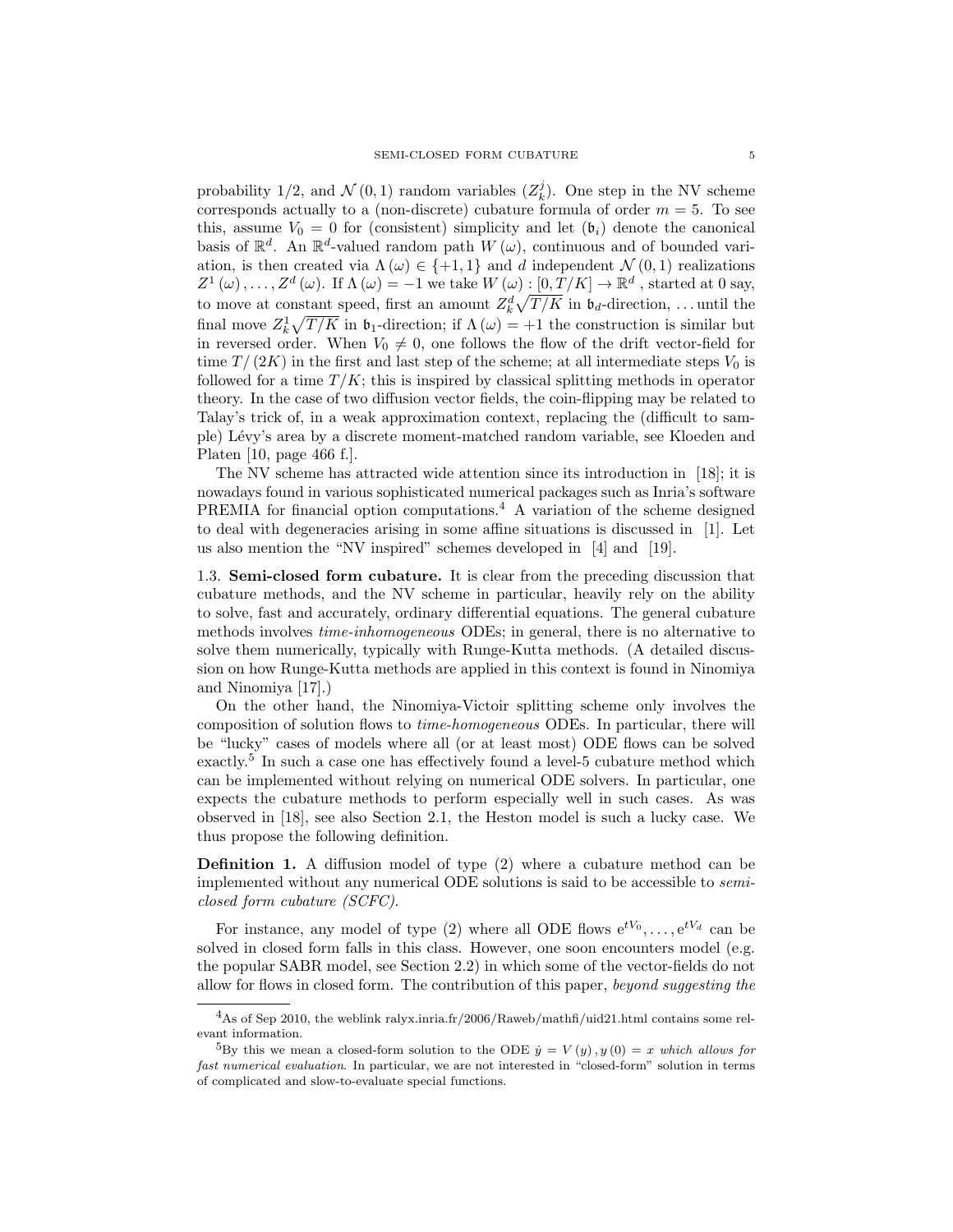probability 1/2, and $\mathcal{N}(0,1)$ random variables $(Z_k^j)$. One step in the NV scheme corresponds actually to a (non-discrete) cubature formula of order $m = 5$. To see this, assume $V_0 = 0$ for (consistent) simplicity and let $(\mathfrak{b}_i)$ denote the canonical basis of $\mathbb{R}^d$. An $\mathbb{R}^d$-valued random path $W(\omega)$, continuous and of bounded variation, is then created via $\Lambda(\omega) \in \{+1, 1\}$ and $d$ independent $\mathcal{N}(0,1)$ realizations $Z^1(\omega), \ldots, Z^d(\omega)$. If $\Lambda(\omega) = -1$ we take $W(\omega) : [0, T/K] \to \mathbb{R}^d$ , started at 0 say, to move at constant speed, first an amount $Z_k^d \sqrt{T/K}$ in $\mathfrak{b}_d$-direction, ... until the final move $Z_k^1 \sqrt{T/K}$ in $\mathfrak{b}_1$-direction; if $\Lambda(\omega) = +1$ the construction is similar but in reversed order. When $V_0 \neq 0$, one follows the flow of the drift vector-field for time $T/(2K)$ in the first and last step of the scheme; at all intermediate steps $V_0$ is followed for a time $T/K$; this is inspired by classical splitting methods in operator theory. In the case of two diffusion vector fields, the coin-flipping may be related to Talay's trick of, in a weak approximation context, replacing the (difficult to sample) Lévy's area by a discrete moment-matched random variable, see Kloeden and Platen [10, page 466 f.].

The NV scheme has attracted wide attention since its introduction in [18]; it is nowadays found in various sophisticated numerical packages such as Inria's software PREMIA for financial option computations.[4] A variation of the scheme designed to deal with degeneracies arising in some affine situations is discussed in [1]. Let us also mention the "NV inspired" schemes developed in [4] and [19].

## 1.3. Semi-closed form cubature.

It is clear from the preceding discussion that cubature methods, and the NV scheme in particular, heavily rely on the ability to solve, fast and accurately, ordinary differential equations. The general cubature methods involves *time-inhomogeneous* ODEs; in general, there is no alternative to solve them numerically, typically with Runge-Kutta methods. (A detailed discussion on how Runge-Kutta methods are applied in this context is found in Ninomiya and Ninomiya [17].)

On the other hand, the Ninomiya-Victoir splitting scheme only involves the composition of solution flows to *time-homogeneous* ODEs. In particular, there will be "lucky" cases of models where all (or at least most) ODE flows can be solved exactly.[5] In such a case one has effectively found a level-5 cubature method which can be implemented without relying on numerical ODE solvers. In particular, one expects the cubature methods to perform especially well in such cases. As was observed in [18], see also Section 2.1, the Heston model is such a lucky case. We thus propose the following definition.

**Definition 1.** A diffusion model of type (2) where a cubature method can be implemented without any numerical ODE solutions is said to be accessible to *semi-closed form cubature (SCFC)*.

For instance, any model of type (2) where all ODE flows $e^{tV_0}, \ldots, e^{tV_d}$ can be solved in closed form falls in this class. However, one soon encounters model (e.g. the popular SABR model, see Section 2.2) in which some of the vector-fields do not allow for flows in closed form. The contribution of this paper, *beyond suggesting the*

---

[4] As of Sep 2010, the weblink ralyx.inria.fr/2006/Raweb/mathfi/uid21.html contains some relevant information.

[5] By this we mean a closed-form solution to the ODE $\dot{y} = V(y), y(0) = x$ *which allows for fast numerical evaluation*. In particular, we are not interested in "closed-form" solution in terms of complicated and slow-to-evaluate special functions.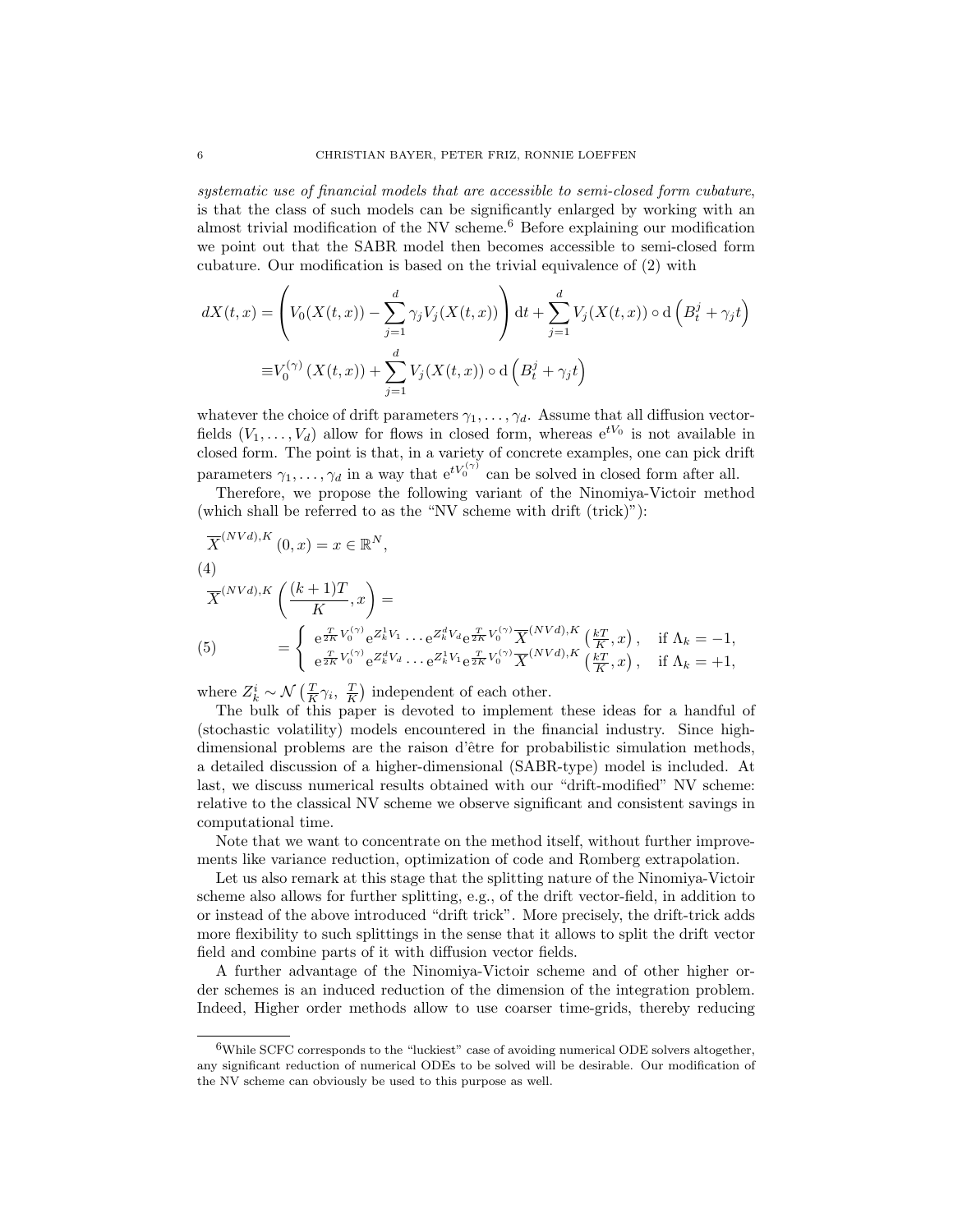*systematic use of financial models that are accessible to semi-closed form cubature*, is that the class of such models can be significantly enlarged by working with an almost trivial modification of the NV scheme.[6] Before explaining our modification we point out that the SABR model then becomes accessible to semi-closed form cubature. Our modification is based on the trivial equivalence of (2) with

$$
\begin{aligned}
dX(t,x) &= \left( V_0(X(t,x)) - \sum_{j=1}^{d} \gamma_j V_j(X(t,x)) \right) \mathrm{d}t + \sum_{j=1}^{d} V_j(X(t,x)) \circ \mathrm{d}\left(B_t^j + \gamma_j t\right) \\
&\equiv V_0^{(\gamma)}\left(X(t,x)\right) + \sum_{j=1}^{d} V_j(X(t,x)) \circ \mathrm{d}\left(B_t^j + \gamma_j t\right)
\end{aligned}
$$

whatever the choice of drift parameters $\gamma_1, \ldots, \gamma_d$. Assume that all diffusion vector-fields $(V_1, \ldots, V_d)$ allow for flows in closed form, whereas $e^{tV_0}$ is not available in closed form. The point is that, in a variety of concrete examples, one can pick drift parameters $\gamma_1, \ldots, \gamma_d$ in a way that $e^{tV_0^{(\gamma)}}$ can be solved in closed form after all.

Therefore, we propose the following variant of the Ninomiya-Victoir method (which shall be referred to as the "NV scheme with drift (trick)"):

$$
\overline{X}^{(NVd),K}(0,x) = x \in \mathbb{R}^N, \tag{4}
$$

$$
\overline{X}^{(NVd),K}\left(\frac{(k+1)T}{K}, x\right) =
$$

$$
= \begin{cases} e^{\frac{T}{2K}V_0^{(\gamma)}} e^{Z_k^1 V_1} \cdots e^{Z_k^d V_d} e^{\frac{T}{2K}V_0^{(\gamma)}} \overline{X}^{(NVd),K}\left(\frac{kT}{K}, x\right), & \text{if } \Lambda_k = -1, \\ e^{\frac{T}{2K}V_0^{(\gamma)}} e^{Z_k^d V_d} \cdots e^{Z_k^1 V_1} e^{\frac{T}{2K}V_0^{(\gamma)}} \overline{X}^{(NVd),K}\left(\frac{kT}{K}, x\right), & \text{if } \Lambda_k = +1, \end{cases} \tag{5}
$$

where $Z_k^i \sim \mathcal{N}\left(\frac{T}{K}\gamma_i,\ \frac{T}{K}\right)$ independent of each other.

The bulk of this paper is devoted to implement these ideas for a handful of (stochastic volatility) models encountered in the financial industry. Since high-dimensional problems are the raison d'être for probabilistic simulation methods, a detailed discussion of a higher-dimensional (SABR-type) model is included. At last, we discuss numerical results obtained with our "drift-modified" NV scheme: relative to the classical NV scheme we observe significant and consistent savings in computational time.

Note that we want to concentrate on the method itself, without further improvements like variance reduction, optimization of code and Romberg extrapolation.

Let us also remark at this stage that the splitting nature of the Ninomiya-Victoir scheme also allows for further splitting, e.g., of the drift vector-field, in addition to or instead of the above introduced "drift trick". More precisely, the drift-trick adds more flexibility to such splittings in the sense that it allows to split the drift vector field and combine parts of it with diffusion vector fields.

A further advantage of the Ninomiya-Victoir scheme and of other higher order schemes is an induced reduction of the dimension of the integration problem. Indeed, Higher order methods allow to use coarser time-grids, thereby reducing

[6] While SCFC corresponds to the "luckiest" case of avoiding numerical ODE solvers altogether, any significant reduction of numerical ODEs to be solved will be desirable. Our modification of the NV scheme can obviously be used to this purpose as well.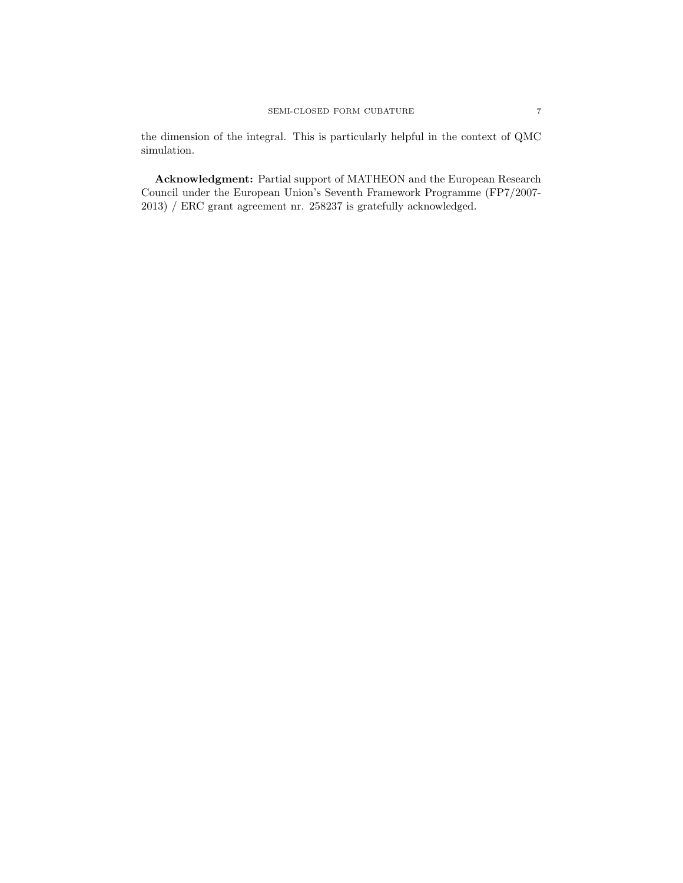the dimension of the integral. This is particularly helpful in the context of QMC simulation.

**Acknowledgment:** Partial support of MATHEON and the European Research Council under the European Union's Seventh Framework Programme (FP7/2007-2013) / ERC grant agreement nr. 258237 is gratefully acknowledged.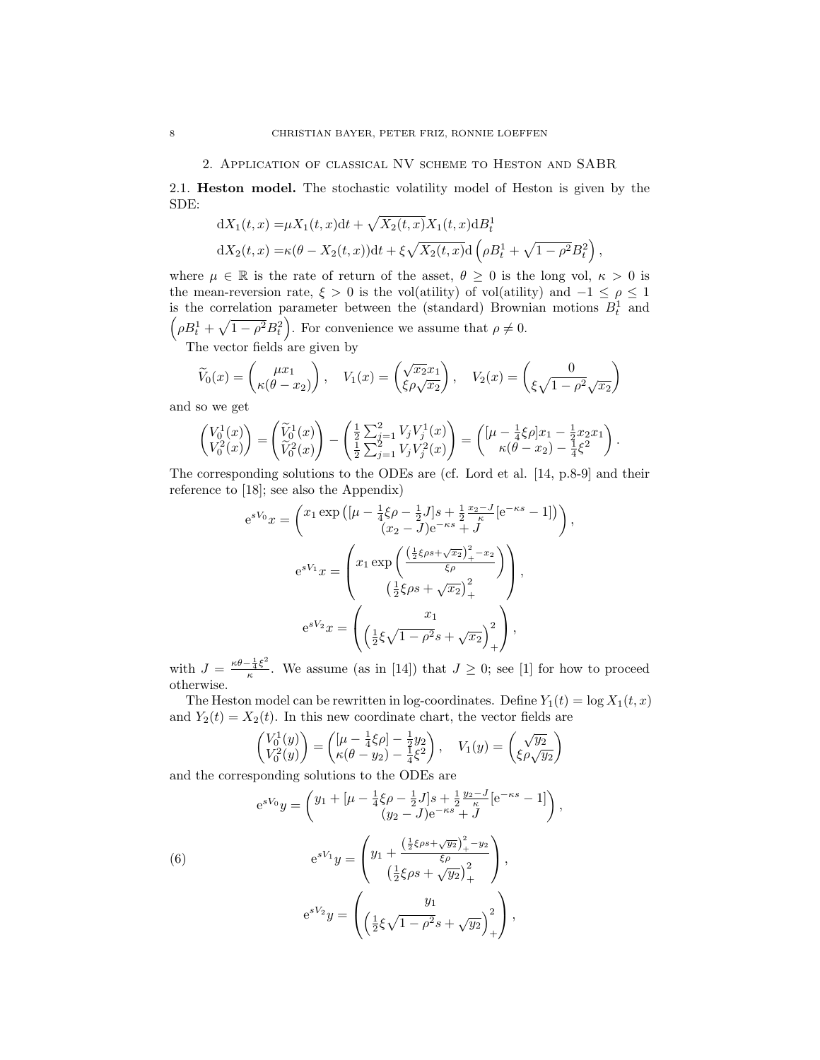## 2. Application of classical NV scheme to Heston and SABR

### 2.1. Heston model.

The stochastic volatility model of Heston is given by the SDE:

$$
\begin{aligned}
\mathrm{d}X_1(t,x) =& \mu X_1(t,x)\mathrm{d}t + \sqrt{X_2(t,x)}X_1(t,x)\mathrm{d}B_t^1 \\
\mathrm{d}X_2(t,x) =& \kappa(\theta - X_2(t,x))\mathrm{d}t + \xi\sqrt{X_2(t,x)}\mathrm{d}\left(\rho B_t^1 + \sqrt{1-\rho^2}B_t^2\right),
\end{aligned}
$$

where $\mu \in \mathbb{R}$ is the rate of return of the asset, $\theta \geq 0$ is the long vol, $\kappa > 0$ is the mean-reversion rate, $\xi > 0$ is the vol(atility) of vol(atility) and $-1 \leq \rho \leq 1$ is the correlation parameter between the (standard) Brownian motions $B_t^1$ and $\left(\rho B_t^1 + \sqrt{1-\rho^2}B_t^2\right)$. For convenience we assume that $\rho \neq 0$.

The vector fields are given by

$$
\widetilde{V}_0(x) = \begin{pmatrix} \mu x_1 \\ \kappa(\theta - x_2) \end{pmatrix}, \quad V_1(x) = \begin{pmatrix} \sqrt{x_2}x_1 \\ \xi\rho\sqrt{x_2} \end{pmatrix}, \quad V_2(x) = \begin{pmatrix} 0 \\ \xi\sqrt{1-\rho^2}\sqrt{x_2} \end{pmatrix}
$$

and so we get

$$
\begin{pmatrix} V_0^1(x) \\ V_0^2(x) \end{pmatrix} = \begin{pmatrix} \widetilde{V}_0^1(x) \\ \widetilde{V}_0^2(x) \end{pmatrix} - \begin{pmatrix} \frac{1}{2}\sum_{j=1}^2 V_j V_j^1(x) \\ \frac{1}{2}\sum_{j=1}^2 V_j V_j^2(x) \end{pmatrix} = \begin{pmatrix} [\mu - \frac{1}{4}\xi\rho]x_1 - \frac{1}{2}x_2 x_1 \\ \kappa(\theta - x_2) - \frac{1}{4}\xi^2 \end{pmatrix}.
$$

The corresponding solutions to the ODEs are (cf. Lord et al. [14, p.8-9] and their reference to [18]; see also the Appendix)

$$
\mathrm{e}^{sV_0}x = \begin{pmatrix} x_1 \exp\left([\mu - \frac{1}{4}\xi\rho - \frac{1}{2}J]s + \frac{1}{2}\frac{x_2 - J}{\kappa}[\mathrm{e}^{-\kappa s} - 1]\right) \\ (x_2 - J)\mathrm{e}^{-\kappa s} + J \end{pmatrix},
$$

$$
\mathrm{e}^{sV_1}x = \begin{pmatrix} x_1 \exp\left(\frac{\left(\frac{1}{2}\xi\rho s + \sqrt{x_2}\right)_+^2 - x_2}{\xi\rho}\right) \\ \left(\frac{1}{2}\xi\rho s + \sqrt{x_2}\right)_+^2 \end{pmatrix},
$$

$$
\mathrm{e}^{sV_2}x = \begin{pmatrix} x_1 \\ \left(\frac{1}{2}\xi\sqrt{1-\rho^2}s + \sqrt{x_2}\right)_+^2 \end{pmatrix},
$$

with $J = \frac{\kappa\theta - \frac{1}{4}\xi^2}{\kappa}$. We assume (as in [14]) that $J \geq 0$; see [1] for how to proceed otherwise.

The Heston model can be rewritten in log-coordinates. Define $Y_1(t) = \log X_1(t,x)$ and $Y_2(t) = X_2(t)$. In this new coordinate chart, the vector fields are

$$
\begin{pmatrix} V_0^1(y) \\ V_0^2(y) \end{pmatrix} = \begin{pmatrix} [\mu - \frac{1}{4}\xi\rho] - \frac{1}{2}y_2 \\ \kappa(\theta - y_2) - \frac{1}{4}\xi^2 \end{pmatrix}, \quad V_1(y) = \begin{pmatrix} \sqrt{y_2} \\ \xi\rho\sqrt{y_2} \end{pmatrix}
$$

and the corresponding solutions to the ODEs are

$$
\begin{aligned}
\mathrm{e}^{sV_0}y &= \begin{pmatrix} y_1 + [\mu - \frac{1}{4}\xi\rho - \frac{1}{2}J]s + \frac{1}{2}\frac{y_2 - J}{\kappa}[\mathrm{e}^{-\kappa s} - 1] \\ (y_2 - J)\mathrm{e}^{-\kappa s} + J \end{pmatrix}, \\
\mathrm{e}^{sV_1}y &= \begin{pmatrix} y_1 + \frac{\left(\frac{1}{2}\xi\rho s + \sqrt{y_2}\right)_+^2 - y_2}{\xi\rho} \\ \left(\frac{1}{2}\xi\rho s + \sqrt{y_2}\right)_+^2 \end{pmatrix}, \qquad (6) \\
\mathrm{e}^{sV_2}y &= \begin{pmatrix} y_1 \\ \left(\frac{1}{2}\xi\sqrt{1-\rho^2}s + \sqrt{y_2}\right)_+^2 \end{pmatrix},
\end{aligned}
$$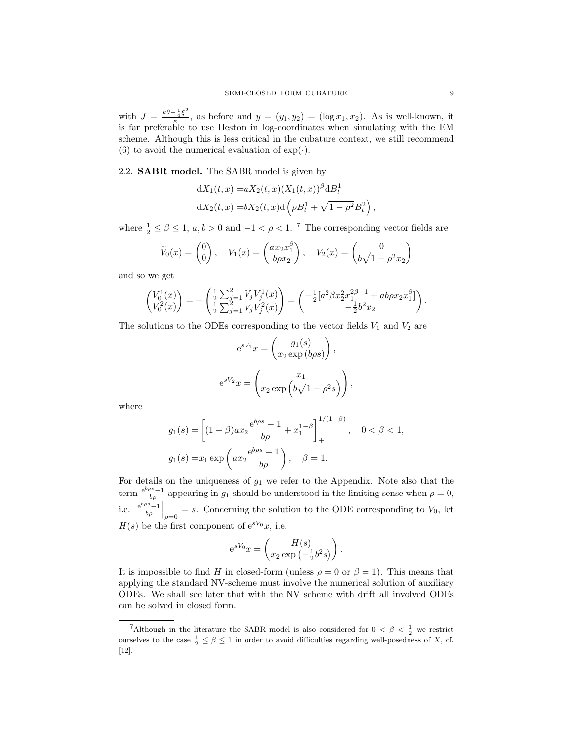with $J = \frac{\kappa\theta - \frac{1}{4}\xi^2}{\kappa}$, as before and $y = (y_1, y_2) = (\log x_1, x_2)$. As is well-known, it is far preferable to use Heston in log-coordinates when simulating with the EM scheme. Although this is less critical in the cubature context, we still recommend (6) to avoid the numerical evaluation of $\exp(\cdot)$.

## 2.2. **SABR model.**

The SABR model is given by

$$
\begin{aligned}
\mathrm{d}X_1(t,x) =& aX_2(t,x)(X_1(t,x))^\beta \mathrm{d}B_t^1 \\
\mathrm{d}X_2(t,x) =& bX_2(t,x)\mathrm{d}\left(\rho B_t^1 + \sqrt{1-\rho^2}B_t^2\right),
\end{aligned}
$$

where $\frac{1}{2} \leq \beta \leq 1$, $a, b > 0$ and $-1 < \rho < 1$. [7] The corresponding vector fields are

$$
\widetilde{V}_0(x) = \begin{pmatrix} 0 \\ 0 \end{pmatrix}, \quad V_1(x) = \begin{pmatrix} ax_2x_1^\beta \\ b\rho x_2 \end{pmatrix}, \quad V_2(x) = \begin{pmatrix} 0 \\ b\sqrt{1-\rho^2}x_2 \end{pmatrix}
$$

and so we get

$$
\begin{pmatrix} V_0^1(x) \\ V_0^2(x) \end{pmatrix} = -\begin{pmatrix} \frac{1}{2}\sum_{j=1}^2 V_jV_j^1(x) \\ \frac{1}{2}\sum_{j=1}^2 V_jV_j^2(x) \end{pmatrix} = \begin{pmatrix} -\frac{1}{2}[a^2\beta x_2^2 x_1^{2\beta-1} + ab\rho x_2 x_1^\beta] \\ -\frac{1}{2}b^2 x_2 \end{pmatrix}.
$$

The solutions to the ODEs corresponding to the vector fields $V_1$ and $V_2$ are

$$
\mathrm{e}^{sV_1}x = \begin{pmatrix} g_1(s) \\ x_2\exp(b\rho s) \end{pmatrix},
$$

$$
\mathrm{e}^{sV_2}x = \begin{pmatrix} x_1 \\ x_2\exp\left(b\sqrt{1-\rho^2}s\right) \end{pmatrix},
$$

where

$$
\begin{aligned}
g_1(s) =& \left[(1-\beta)ax_2\frac{\mathrm{e}^{b\rho s}-1}{b\rho} + x_1^{1-\beta}\right]_+^{1/(1-\beta)}, \quad 0 < \beta < 1, \\
g_1(s) =& x_1\exp\left(ax_2\frac{\mathrm{e}^{b\rho s}-1}{b\rho}\right), \quad \beta = 1.
\end{aligned}
$$

For details on the uniqueness of $g_1$ we refer to the Appendix. Note also that the term $\frac{\mathrm{e}^{b\rho s}-1}{b\rho}$ appearing in $g_1$ should be understood in the limiting sense when $\rho = 0$, i.e. $\left.\frac{\mathrm{e}^{b\rho s}-1}{b\rho}\right|_{\rho=0} = s$. Concerning the solution to the ODE corresponding to $V_0$, let $H(s)$ be the first component of $\mathrm{e}^{sV_0}x$, i.e.

$$
\mathrm{e}^{sV_0}x = \begin{pmatrix} H(s) \\ x_2\exp\left(-\frac{1}{2}b^2 s\right) \end{pmatrix}.
$$

It is impossible to find $H$ in closed-form (unless $\rho = 0$ or $\beta = 1$). This means that applying the standard NV-scheme must involve the numerical solution of auxiliary ODEs. We shall see later that with the NV scheme with drift all involved ODEs can be solved in closed form.

---

[7] Although in the literature the SABR model is also considered for $0 < \beta < \frac{1}{2}$ we restrict ourselves to the case $\frac{1}{2} \leq \beta \leq 1$ in order to avoid difficulties regarding well-posedness of $X$, cf. [12].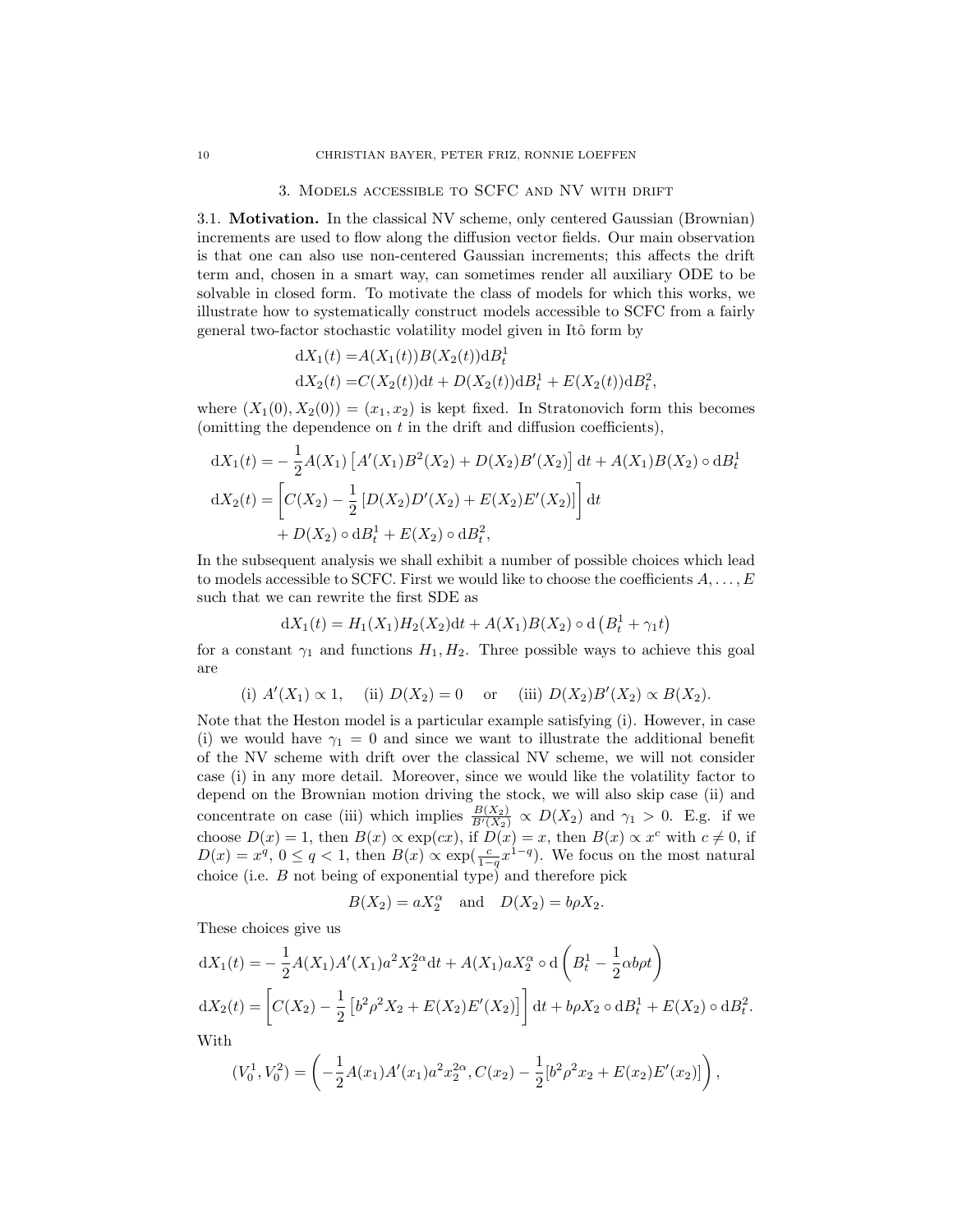## 3. Models accessible to SCFC and NV with drift

3.1. **Motivation.** In the classical NV scheme, only centered Gaussian (Brownian) increments are used to flow along the diffusion vector fields. Our main observation is that one can also use non-centered Gaussian increments; this affects the drift term and, chosen in a smart way, can sometimes render all auxiliary ODE to be solvable in closed form. To motivate the class of models for which this works, we illustrate how to systematically construct models accessible to SCFC from a fairly general two-factor stochastic volatility model given in Itô form by

$$
\begin{aligned}
\mathrm{d}X_1(t) =& A(X_1(t))B(X_2(t))\mathrm{d}B^1_t \\
\mathrm{d}X_2(t) =& C(X_2(t))\mathrm{d}t + D(X_2(t))\mathrm{d}B^1_t + E(X_2(t))\mathrm{d}B^2_t,
\end{aligned}
$$

where $(X_1(0), X_2(0)) = (x_1, x_2)$ is kept fixed. In Stratonovich form this becomes (omitting the dependence on $t$ in the drift and diffusion coefficients),

$$
\begin{aligned}
\mathrm{d}X_1(t) =& -\frac{1}{2}A(X_1)\left[A'(X_1)B^2(X_2) + D(X_2)B'(X_2)\right]\mathrm{d}t + A(X_1)B(X_2)\circ \mathrm{d}B^1_t \\
\mathrm{d}X_2(t) =& \left[C(X_2) - \frac{1}{2}\left[D(X_2)D'(X_2) + E(X_2)E'(X_2)\right]\right]\mathrm{d}t \\
&+ D(X_2)\circ \mathrm{d}B^1_t + E(X_2)\circ \mathrm{d}B^2_t,
\end{aligned}
$$

In the subsequent analysis we shall exhibit a number of possible choices which lead to models accessible to SCFC. First we would like to choose the coefficients $A, \dots, E$ such that we can rewrite the first SDE as

$$
\mathrm{d}X_1(t) = H_1(X_1)H_2(X_2)\mathrm{d}t + A(X_1)B(X_2)\circ \mathrm{d}\left(B^1_t + \gamma_1 t\right)
$$

for a constant $\gamma_1$ and functions $H_1, H_2$. Three possible ways to achieve this goal are

$$
\text{(i) } A'(X_1) \propto 1, \quad \text{(ii) } D(X_2) = 0 \quad \text{or} \quad \text{(iii) } D(X_2)B'(X_2) \propto B(X_2).
$$

Note that the Heston model is a particular example satisfying (i). However, in case (i) we would have $\gamma_1 = 0$ and since we want to illustrate the additional benefit of the NV scheme with drift over the classical NV scheme, we will not consider case (i) in any more detail. Moreover, since we would like the volatility factor to depend on the Brownian motion driving the stock, we will also skip case (ii) and concentrate on case (iii) which implies $\frac{B(X_2)}{B'(X_2)} \propto D(X_2)$ and $\gamma_1 > 0$. E.g. if we choose $D(x) = 1$, then $B(x) \propto \exp(cx)$, if $D(x) = x$, then $B(x) \propto x^c$ with $c \neq 0$, if $D(x) = x^q$, $0 \le q < 1$, then $B(x) \propto \exp(\frac{c}{1-q}x^{1-q})$. We focus on the most natural choice (i.e. $B$ not being of exponential type) and therefore pick

$$
B(X_2) = aX_2^\alpha \quad \text{and} \quad D(X_2) = b\rho X_2.
$$

These choices give us

$$
\begin{aligned}
\mathrm{d}X_1(t) =& -\frac{1}{2}A(X_1)A'(X_1)a^2X_2^{2\alpha}\mathrm{d}t + A(X_1)aX_2^\alpha \circ \mathrm{d}\left(B^1_t - \frac{1}{2}\alpha b\rho t\right) \\
\mathrm{d}X_2(t) =& \left[C(X_2) - \frac{1}{2}\left[b^2\rho^2X_2 + E(X_2)E'(X_2)\right]\right]\mathrm{d}t + b\rho X_2 \circ \mathrm{d}B^1_t + E(X_2)\circ \mathrm{d}B^2_t.
\end{aligned}
$$

With

$$
(V^1_0, V^2_0) = \left(-\frac{1}{2}A(x_1)A'(x_1)a^2x_2^{2\alpha}, C(x_2) - \frac{1}{2}[b^2\rho^2x_2 + E(x_2)E'(x_2)]\right),
$$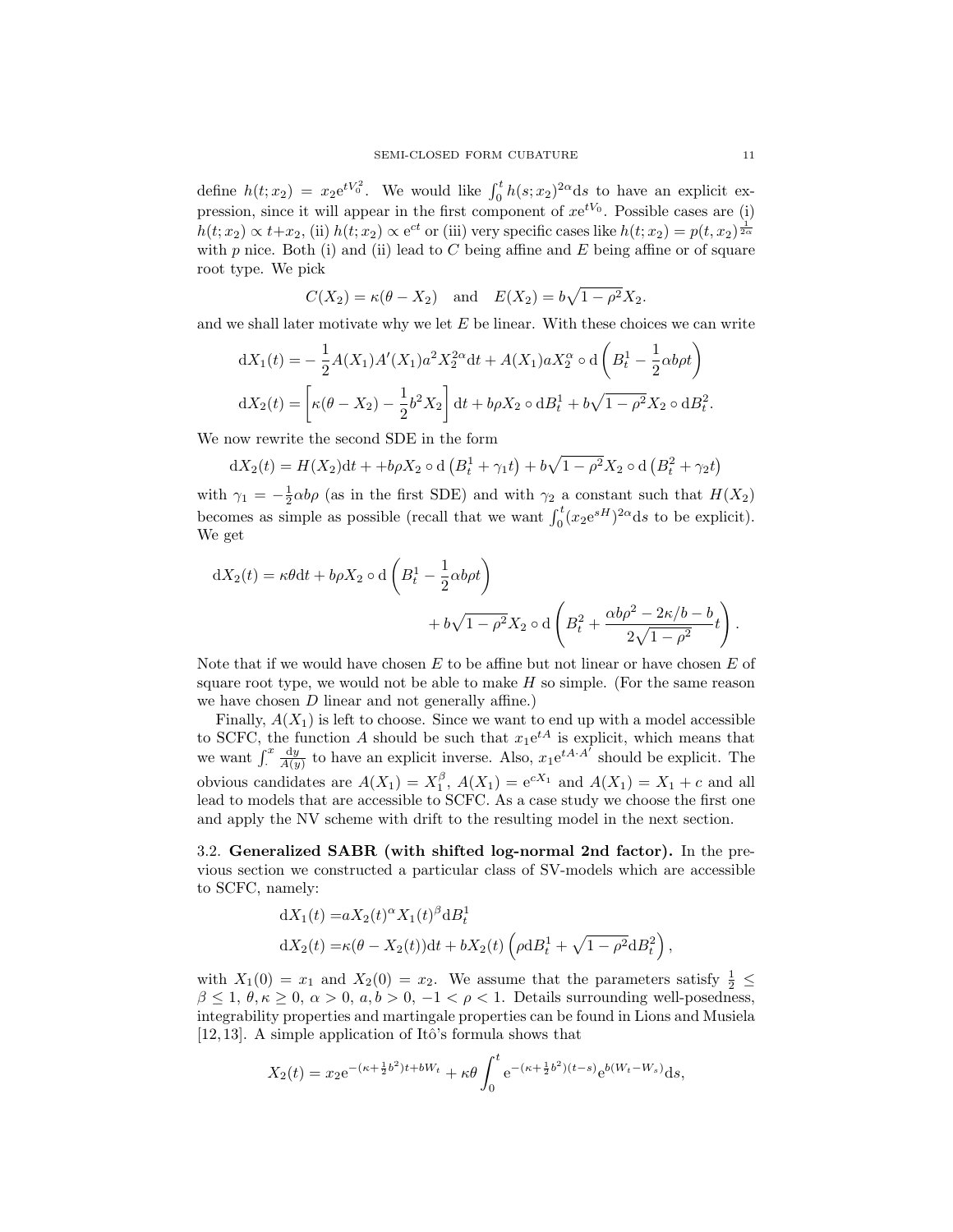define $h(t;x_2) = x_2 \mathrm{e}^{tV_0^2}$. We would like $\int_0^t h(s;x_2)^{2\alpha}\mathrm{d}s$ to have an explicit expression, since it will appear in the first component of $x\mathrm{e}^{tV_0}$. Possible cases are (i) $h(t;x_2) \propto t + x_2$, (ii) $h(t;x_2) \propto \mathrm{e}^{ct}$ or (iii) very specific cases like $h(t;x_2) = p(t,x_2)^{\frac{1}{2\alpha}}$ with $p$ nice. Both (i) and (ii) lead to $C$ being affine and $E$ being affine or of square root type. We pick

$$C(X_2) = \kappa(\theta - X_2) \quad \text{and} \quad E(X_2) = b\sqrt{1-\rho^2}X_2.$$

and we shall later motivate why we let $E$ be linear. With these choices we can write

$$\mathrm{d}X_1(t) = -\frac{1}{2}A(X_1)A'(X_1)a^2X_2^{2\alpha}\mathrm{d}t + A(X_1)aX_2^{\alpha} \circ \mathrm{d}\left(B_t^1 - \frac{1}{2}\alpha b\rho t\right)$$

$$\mathrm{d}X_2(t) = \left[\kappa(\theta - X_2) - \frac{1}{2}b^2X_2\right]\mathrm{d}t + b\rho X_2 \circ \mathrm{d}B_t^1 + b\sqrt{1-\rho^2}X_2 \circ \mathrm{d}B_t^2.$$

We now rewrite the second SDE in the form

$$\mathrm{d}X_2(t) = H(X_2)\mathrm{d}t + +b\rho X_2 \circ \mathrm{d}\left(B_t^1 + \gamma_1 t\right) + b\sqrt{1-\rho^2}X_2 \circ \mathrm{d}\left(B_t^2 + \gamma_2 t\right)$$

with $\gamma_1 = -\frac{1}{2}\alpha b\rho$ (as in the first SDE) and with $\gamma_2$ a constant such that $H(X_2)$ becomes as simple as possible (recall that we want $\int_0^t (x_2\mathrm{e}^{sH})^{2\alpha}\mathrm{d}s$ to be explicit). We get

$$\mathrm{d}X_2(t) = \kappa\theta\mathrm{d}t + b\rho X_2 \circ \mathrm{d}\left(B_t^1 - \frac{1}{2}\alpha b\rho t\right) + b\sqrt{1-\rho^2}X_2 \circ \mathrm{d}\left(B_t^2 + \frac{\alpha b\rho^2 - 2\kappa/b - b}{2\sqrt{1-\rho^2}}t\right).$$

Note that if we would have chosen $E$ to be affine but not linear or have chosen $E$ of square root type, we would not be able to make $H$ so simple. (For the same reason we have chosen $D$ linear and not generally affine.)

Finally, $A(X_1)$ is left to choose. Since we want to end up with a model accessible to SCFC, the function $A$ should be such that $x_1\mathrm{e}^{tA}$ is explicit, which means that we want $\int^x \frac{\mathrm{d}y}{A(y)}$ to have an explicit inverse. Also, $x_1\mathrm{e}^{tA\cdot A'}$ should be explicit. The obvious candidates are $A(X_1) = X_1^{\beta}$, $A(X_1) = \mathrm{e}^{cX_1}$ and $A(X_1) = X_1 + c$ and all lead to models that are accessible to SCFC. As a case study we choose the first one and apply the NV scheme with drift to the resulting model in the next section.

### 3.2. Generalized SABR (with shifted log-normal 2nd factor).

In the previous section we constructed a particular class of SV-models which are accessible to SCFC, namely:

$$\mathrm{d}X_1(t) = aX_2(t)^{\alpha}X_1(t)^{\beta}\mathrm{d}B_t^1$$

$$\mathrm{d}X_2(t) = \kappa(\theta - X_2(t))\mathrm{d}t + bX_2(t)\left(\rho\mathrm{d}B_t^1 + \sqrt{1-\rho^2}\mathrm{d}B_t^2\right),$$

with $X_1(0) = x_1$ and $X_2(0) = x_2$. We assume that the parameters satisfy $\frac{1}{2} \leq \beta \leq 1$, $\theta, \kappa \geq 0$, $\alpha > 0$, $a, b > 0$, $-1 < \rho < 1$. Details surrounding well-posedness, integrability properties and martingale properties can be found in Lions and Musiela [12,13]. A simple application of Itô's formula shows that

$$X_2(t) = x_2\mathrm{e}^{-(\kappa+\frac{1}{2}b^2)t + bW_t} + \kappa\theta\int_0^t \mathrm{e}^{-(\kappa+\frac{1}{2}b^2)(t-s)}\mathrm{e}^{b(W_t - W_s)}\mathrm{d}s,$$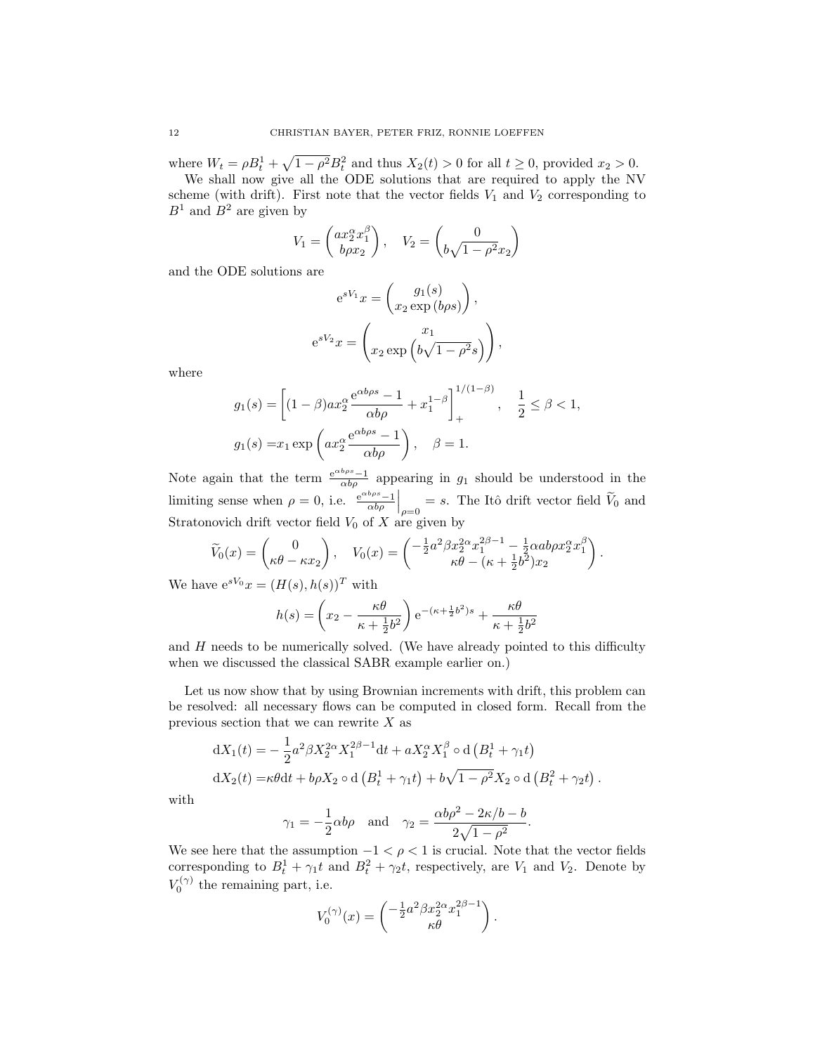where $W_t = \rho B_t^1 + \sqrt{1-\rho^2} B_t^2$ and thus $X_2(t) > 0$ for all $t \geq 0$, provided $x_2 > 0$.

We shall now give all the ODE solutions that are required to apply the NV scheme (with drift). First note that the vector fields $V_1$ and $V_2$ corresponding to $B^1$ and $B^2$ are given by

$$V_1 = \begin{pmatrix} a x_2^\alpha x_1^\beta \\ b\rho x_2 \end{pmatrix}, \quad V_2 = \begin{pmatrix} 0 \\ b\sqrt{1-\rho^2} x_2 \end{pmatrix}$$

and the ODE solutions are

$$\mathrm{e}^{sV_1} x = \begin{pmatrix} g_1(s) \\ x_2 \exp(b\rho s) \end{pmatrix},$$

$$\mathrm{e}^{sV_2} x = \begin{pmatrix} x_1 \\ x_2 \exp\left(b\sqrt{1-\rho^2} s\right) \end{pmatrix},$$

where

$$g_1(s) = \left[ (1-\beta) a x_2^\alpha \frac{\mathrm{e}^{\alpha b \rho s} - 1}{\alpha b \rho} + x_1^{1-\beta} \right]_+^{1/(1-\beta)}, \quad \frac{1}{2} \leq \beta < 1,$$

$$g_1(s) = x_1 \exp\left( a x_2^\alpha \frac{\mathrm{e}^{\alpha b \rho s} - 1}{\alpha b \rho} \right), \quad \beta = 1.$$

Note again that the term $\frac{\mathrm{e}^{\alpha b\rho s}-1}{\alpha b \rho}$ appearing in $g_1$ should be understood in the limiting sense when $\rho = 0$, i.e. $\left.\frac{\mathrm{e}^{\alpha b\rho s}-1}{\alpha b\rho}\right|_{\rho=0} = s$. The Itô drift vector field $\widetilde{V}_0$ and Stratonovich drift vector field $V_0$ of $X$ are given by

$$\widetilde{V}_0(x) = \begin{pmatrix} 0 \\ \kappa\theta - \kappa x_2 \end{pmatrix}, \quad V_0(x) = \begin{pmatrix} -\frac{1}{2} a^2 \beta x_2^{2\alpha} x_1^{2\beta-1} - \frac{1}{2}\alpha a b \rho x_2^\alpha x_1^\beta \\ \kappa\theta - (\kappa + \frac{1}{2} b^2) x_2 \end{pmatrix}.$$

We have $\mathrm{e}^{sV_0} x = (H(s), h(s))^T$ with

$$h(s) = \left( x_2 - \frac{\kappa\theta}{\kappa + \frac{1}{2}b^2} \right) \mathrm{e}^{-(\kappa + \frac{1}{2}b^2)s} + \frac{\kappa\theta}{\kappa + \frac{1}{2}b^2}$$

and $H$ needs to be numerically solved. (We have already pointed to this difficulty when we discussed the classical SABR example earlier on.)

Let us now show that by using Brownian increments with drift, this problem can be resolved: all necessary flows can be computed in closed form. Recall from the previous section that we can rewrite $X$ as

$$\mathrm{d}X_1(t) = -\frac{1}{2} a^2 \beta X_2^{2\alpha} X_1^{2\beta-1} \mathrm{d}t + a X_2^\alpha X_1^\beta \circ \mathrm{d}\left(B_t^1 + \gamma_1 t\right)$$

$$\mathrm{d}X_2(t) = \kappa\theta \mathrm{d}t + b\rho X_2 \circ \mathrm{d}\left(B_t^1 + \gamma_1 t\right) + b\sqrt{1-\rho^2} X_2 \circ \mathrm{d}\left(B_t^2 + \gamma_2 t\right).$$

with

$$\gamma_1 = -\frac{1}{2}\alpha b \rho \quad \text{and} \quad \gamma_2 = \frac{\alpha b \rho^2 - 2\kappa/b - b}{2\sqrt{1-\rho^2}}.$$

We see here that the assumption $-1 < \rho < 1$ is crucial. Note that the vector fields corresponding to $B_t^1 + \gamma_1 t$ and $B_t^2 + \gamma_2 t$, respectively, are $V_1$ and $V_2$. Denote by $V_0^{(\gamma)}$ the remaining part, i.e.

$$V_0^{(\gamma)}(x) = \begin{pmatrix} -\frac{1}{2} a^2 \beta x_2^{2\alpha} x_1^{2\beta-1} \\ \kappa\theta \end{pmatrix}.$$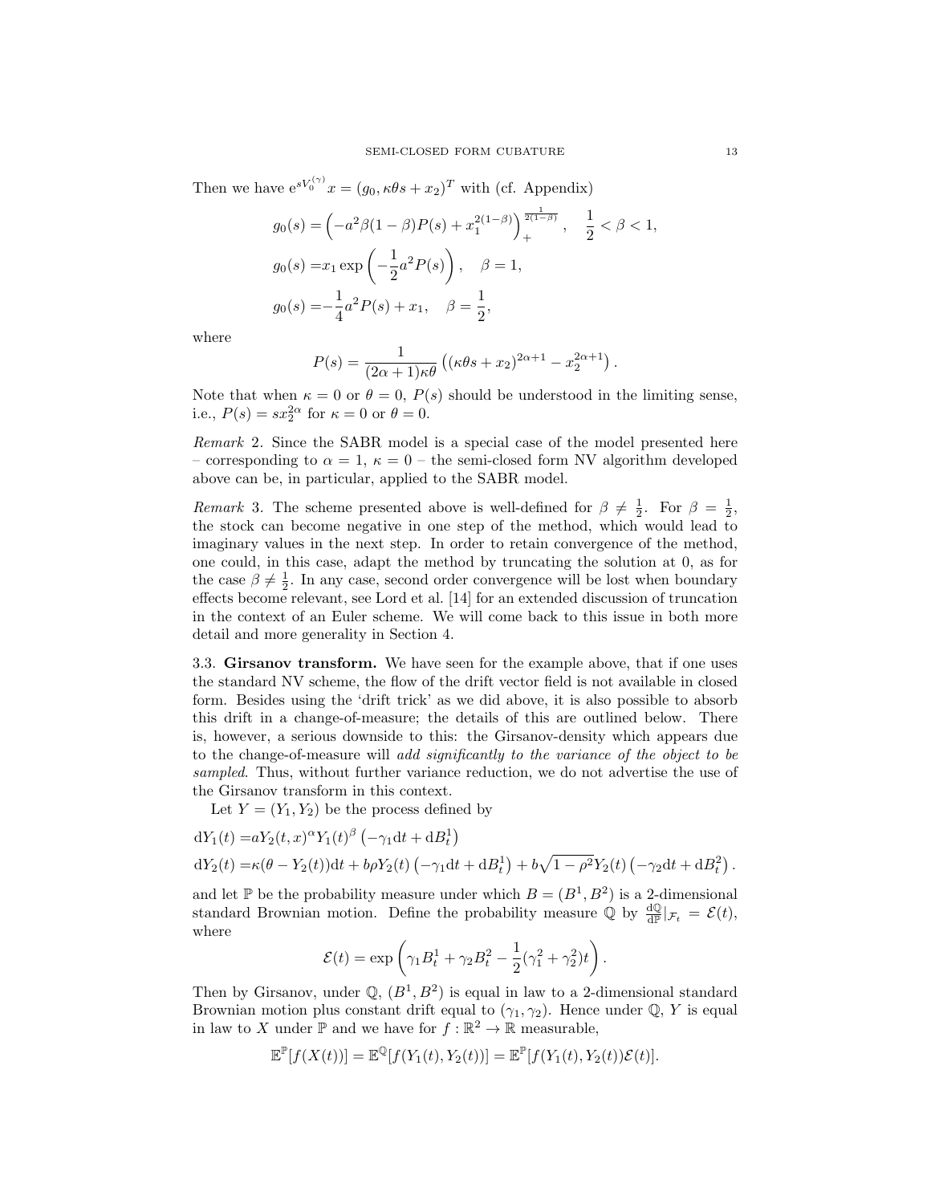Then we have $\mathrm{e}^{sV_0^{(\gamma)}}x = (g_0, \kappa\theta s + x_2)^T$ with (cf. Appendix)

$$
\begin{aligned}
g_0(s) &= \left(-a^2\beta(1-\beta)P(s) + x_1^{2(1-\beta)}\right)_+^{\frac{1}{2(1-\beta)}}, \quad \frac{1}{2} < \beta < 1, \\
g_0(s) &= x_1 \exp\left(-\frac{1}{2}a^2 P(s)\right), \quad \beta = 1, \\
g_0(s) &= -\frac{1}{4}a^2 P(s) + x_1, \quad \beta = \frac{1}{2},
\end{aligned}
$$

where

$$
P(s) = \frac{1}{(2\alpha+1)\kappa\theta}\left((\kappa\theta s + x_2)^{2\alpha+1} - x_2^{2\alpha+1}\right).
$$

Note that when $\kappa = 0$ or $\theta = 0$, $P(s)$ should be understood in the limiting sense, i.e., $P(s) = s x_2^{2\alpha}$ for $\kappa = 0$ or $\theta = 0$.

*Remark* 2. Since the SABR model is a special case of the model presented here – corresponding to $\alpha = 1$, $\kappa = 0$ – the semi-closed form NV algorithm developed above can be, in particular, applied to the SABR model.

*Remark* 3. The scheme presented above is well-defined for $\beta \neq \frac{1}{2}$. For $\beta = \frac{1}{2}$, the stock can become negative in one step of the method, which would lead to imaginary values in the next step. In order to retain convergence of the method, one could, in this case, adapt the method by truncating the solution at 0, as for the case $\beta \neq \frac{1}{2}$. In any case, second order convergence will be lost when boundary effects become relevant, see Lord et al. [14] for an extended discussion of truncation in the context of an Euler scheme. We will come back to this issue in both more detail and more generality in Section 4.

3.3. **Girsanov transform.** We have seen for the example above, that if one uses the standard NV scheme, the flow of the drift vector field is not available in closed form. Besides using the 'drift trick' as we did above, it is also possible to absorb this drift in a change-of-measure; the details of this are outlined below. There is, however, a serious downside to this: the Girsanov-density which appears due to the change-of-measure will *add significantly to the variance of the object to be sampled*. Thus, without further variance reduction, we do not advertise the use of the Girsanov transform in this context.

Let $Y = (Y_1, Y_2)$ be the process defined by

$$
\begin{aligned}
\mathrm{d}Y_1(t) &= aY_2(t,x)^\alpha Y_1(t)^\beta \left(-\gamma_1 \mathrm{d}t + \mathrm{d}B_t^1\right) \\
\mathrm{d}Y_2(t) &= \kappa(\theta - Y_2(t))\mathrm{d}t + b\rho Y_2(t)\left(-\gamma_1 \mathrm{d}t + \mathrm{d}B_t^1\right) + b\sqrt{1-\rho^2}Y_2(t)\left(-\gamma_2 \mathrm{d}t + \mathrm{d}B_t^2\right).
\end{aligned}
$$

and let $\mathbb{P}$ be the probability measure under which $B = (B^1, B^2)$ is a 2-dimensional standard Brownian motion. Define the probability measure $\mathbb{Q}$ by $\frac{\mathrm{d}\mathbb{Q}}{\mathrm{d}\mathbb{P}}|_{\mathcal{F}_t} = \mathcal{E}(t)$, where

$$
\mathcal{E}(t) = \exp\left(\gamma_1 B_t^1 + \gamma_2 B_t^2 - \frac{1}{2}(\gamma_1^2 + \gamma_2^2)t\right).
$$

Then by Girsanov, under $\mathbb{Q}$, $(B^1, B^2)$ is equal in law to a 2-dimensional standard Brownian motion plus constant drift equal to $(\gamma_1, \gamma_2)$. Hence under $\mathbb{Q}$, $Y$ is equal in law to $X$ under $\mathbb{P}$ and we have for $f : \mathbb{R}^2 \to \mathbb{R}$ measurable,

$$
\mathbb{E}^{\mathbb{P}}[f(X(t))] = \mathbb{E}^{\mathbb{Q}}[f(Y_1(t), Y_2(t))] = \mathbb{E}^{\mathbb{P}}[f(Y_1(t), Y_2(t))\mathcal{E}(t)].
$$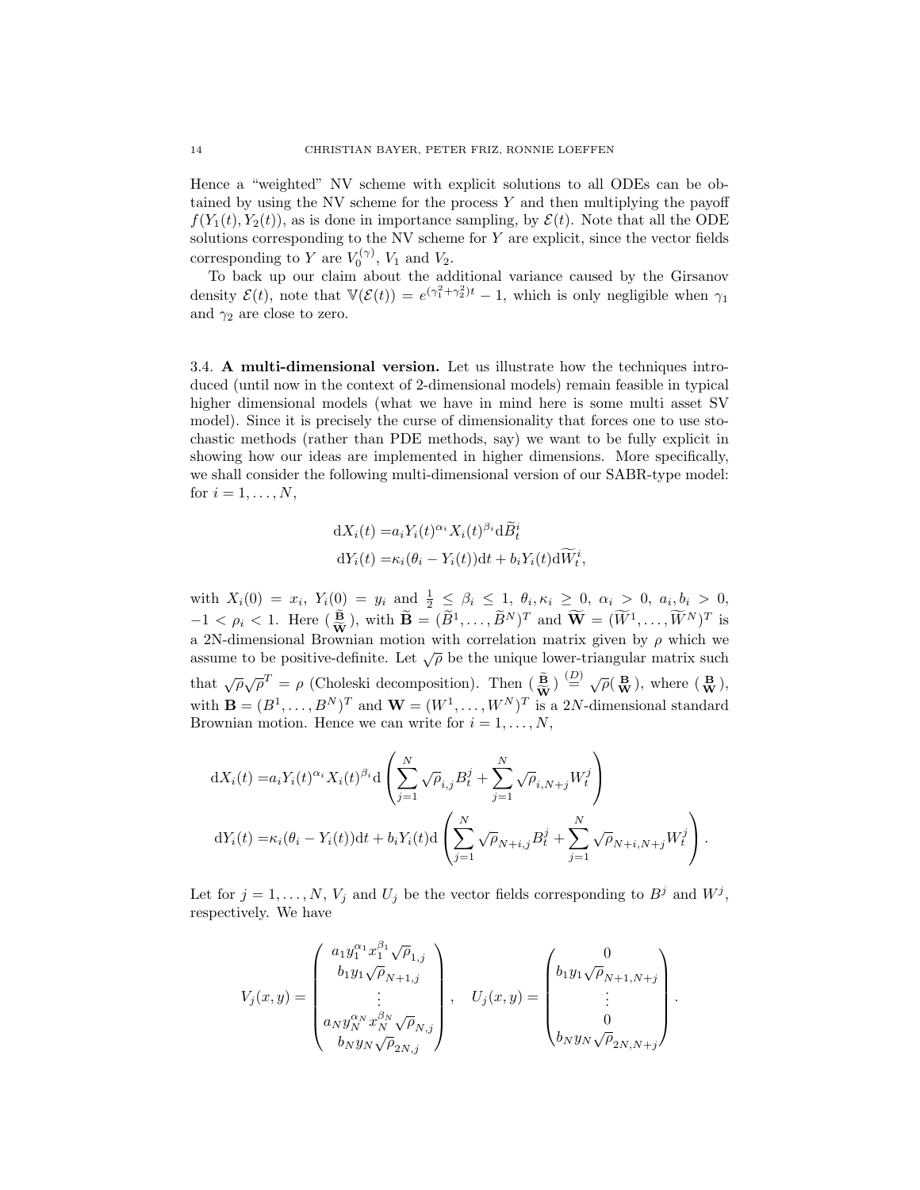Hence a "weighted" NV scheme with explicit solutions to all ODEs can be obtained by using the NV scheme for the process $Y$ and then multiplying the payoff $f(Y_1(t), Y_2(t))$, as is done in importance sampling, by $\mathcal{E}(t)$. Note that all the ODE solutions corresponding to the NV scheme for $Y$ are explicit, since the vector fields corresponding to $Y$ are $V_0^{(\gamma)}$, $V_1$ and $V_2$.

To back up our claim about the additional variance caused by the Girsanov density $\mathcal{E}(t)$, note that $\mathbb{V}(\mathcal{E}(t)) = e^{(\gamma_1^2+\gamma_2^2)t} - 1$, which is only negligible when $\gamma_1$ and $\gamma_2$ are close to zero.

### 3.4. A multi-dimensional version.

Let us illustrate how the techniques introduced (until now in the context of 2-dimensional models) remain feasible in typical higher dimensional models (what we have in mind here is some multi asset SV model). Since it is precisely the curse of dimensionality that forces one to use stochastic methods (rather than PDE methods, say) we want to be fully explicit in showing how our ideas are implemented in higher dimensions. More specifically, we shall consider the following multi-dimensional version of our SABR-type model: for $i = 1, \ldots, N$,

$$
\begin{aligned}
\mathrm{d}X_i(t) =& a_i Y_i(t)^{\alpha_i} X_i(t)^{\beta_i} \mathrm{d}\widetilde{B}_t^i \\
\mathrm{d}Y_i(t) =& \kappa_i(\theta_i - Y_i(t))\mathrm{d}t + b_i Y_i(t)\mathrm{d}\widetilde{W}_t^i,
\end{aligned}
$$

with $X_i(0) = x_i$, $Y_i(0) = y_i$ and $\frac{1}{2} \le \beta_i \le 1$, $\theta_i, \kappa_i \ge 0$, $\alpha_i > 0$, $a_i, b_i > 0$, $-1 < \rho_i < 1$. Here $\left(\begin{smallmatrix}\widetilde{\mathbf{B}}\\ \widetilde{\mathbf{W}}\end{smallmatrix}\right)$, with $\widetilde{\mathbf{B}} = (\widetilde{B}^1, \ldots, \widetilde{B}^N)^T$ and $\widetilde{\mathbf{W}} = (\widetilde{W}^1, \ldots, \widetilde{W}^N)^T$ is a 2N-dimensional Brownian motion with correlation matrix given by $\rho$ which we assume to be positive-definite. Let $\sqrt{\rho}$ be the unique lower-triangular matrix such that $\sqrt{\rho}\sqrt{\rho}^T = \rho$ (Choleski decomposition). Then $\left(\begin{smallmatrix}\widetilde{\mathbf{B}}\\ \widetilde{\mathbf{W}}\end{smallmatrix}\right) \overset{(D)}{=} \sqrt{\rho}\left(\begin{smallmatrix}\mathbf{B}\\ \mathbf{W}\end{smallmatrix}\right)$, where $\left(\begin{smallmatrix}\mathbf{B}\\ \mathbf{W}\end{smallmatrix}\right)$, with $\mathbf{B} = (B^1, \ldots, B^N)^T$ and $\mathbf{W} = (W^1, \ldots, W^N)^T$ is a $2N$-dimensional standard Brownian motion. Hence we can write for $i = 1, \ldots, N$,

$$
\begin{aligned}
\mathrm{d}X_i(t) =& a_i Y_i(t)^{\alpha_i} X_i(t)^{\beta_i} \mathrm{d}\left(\sum_{j=1}^N \sqrt{\rho}_{i,j} B_t^j + \sum_{j=1}^N \sqrt{\rho}_{i,N+j} W_t^j\right) \\
\mathrm{d}Y_i(t) =& \kappa_i(\theta_i - Y_i(t))\mathrm{d}t + b_i Y_i(t)\mathrm{d}\left(\sum_{j=1}^N \sqrt{\rho}_{N+i,j} B_t^j + \sum_{j=1}^N \sqrt{\rho}_{N+i,N+j} W_t^j\right).
\end{aligned}
$$

Let for $j = 1, \ldots, N$, $V_j$ and $U_j$ be the vector fields corresponding to $B^j$ and $W^j$, respectively. We have

$$
V_j(x,y) = \begin{pmatrix} a_1 y_1^{\alpha_1} x_1^{\beta_1} \sqrt{\rho}_{1,j} \\ b_1 y_1 \sqrt{\rho}_{N+1,j} \\ \vdots \\ a_N y_N^{\alpha_N} x_N^{\beta_N} \sqrt{\rho}_{N,j} \\ b_N y_N \sqrt{\rho}_{2N,j} \end{pmatrix}, \quad U_j(x,y) = \begin{pmatrix} 0 \\ b_1 y_1 \sqrt{\rho}_{N+1,N+j} \\ \vdots \\ 0 \\ b_N y_N \sqrt{\rho}_{2N,N+j} \end{pmatrix}.
$$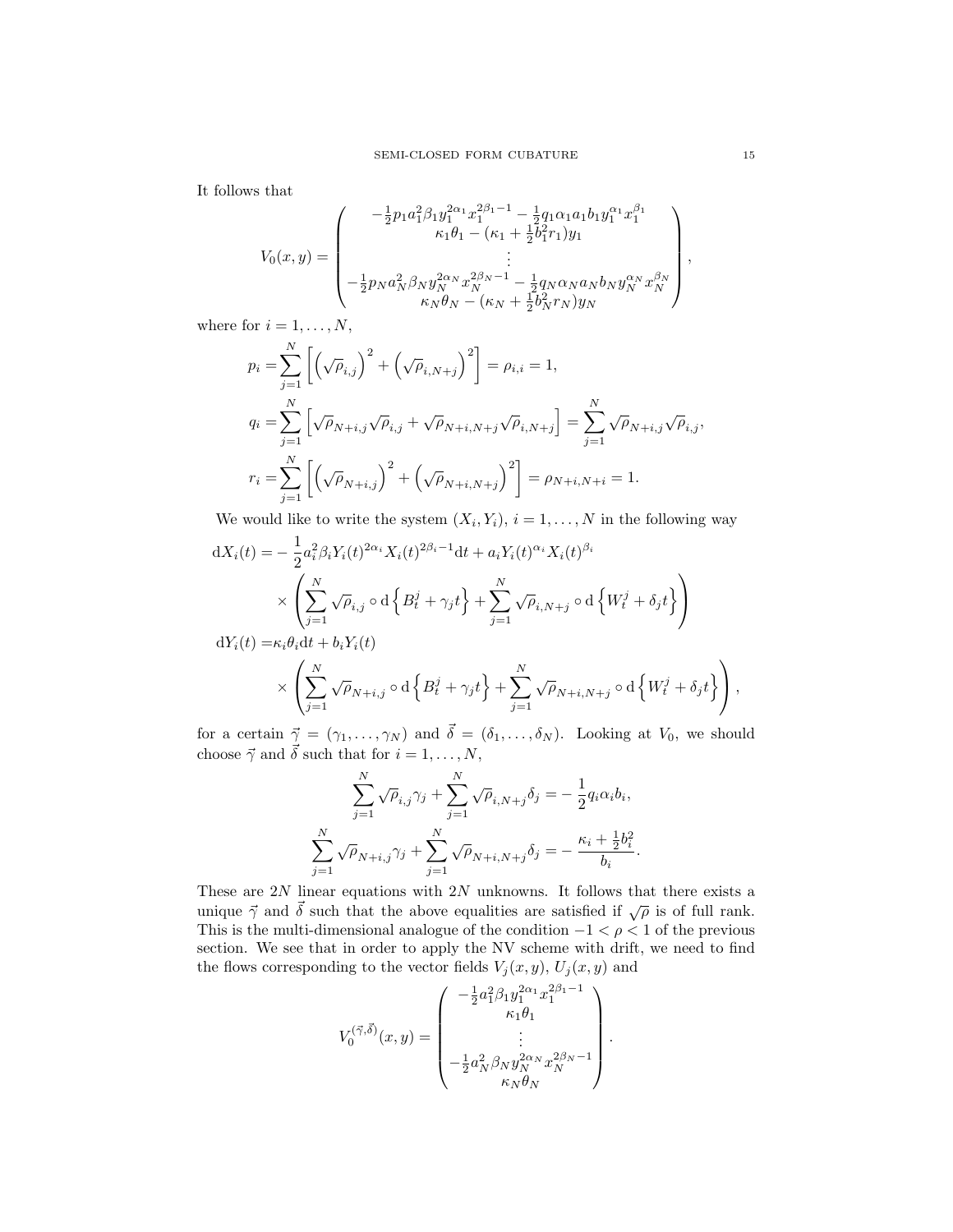It follows that

$$
V_0(x,y) = \begin{pmatrix} -\frac{1}{2}p_1 a_1^2 \beta_1 y_1^{2\alpha_1} x_1^{2\beta_1 - 1} - \frac{1}{2} q_1 \alpha_1 a_1 b_1 y_1^{\alpha_1} x_1^{\beta_1} \\ \kappa_1 \theta_1 - (\kappa_1 + \frac{1}{2} b_1^2 r_1) y_1 \\ \vdots \\ -\frac{1}{2}p_N a_N^2 \beta_N y_N^{2\alpha_N} x_N^{2\beta_N - 1} - \frac{1}{2} q_N \alpha_N a_N b_N y_N^{\alpha_N} x_N^{\beta_N} \\ \kappa_N \theta_N - (\kappa_N + \frac{1}{2} b_N^2 r_N) y_N \end{pmatrix},
$$

where for $i = 1, \ldots, N$,

$$
\begin{aligned}
p_i =& \sum_{j=1}^N \left[ \left(\sqrt{\rho}_{i,j}\right)^2 + \left(\sqrt{\rho}_{i,N+j}\right)^2 \right] = \rho_{i,i} = 1, \\
q_i =& \sum_{j=1}^N \left[ \sqrt{\rho}_{N+i,j} \sqrt{\rho}_{i,j} + \sqrt{\rho}_{N+i,N+j} \sqrt{\rho}_{i,N+j} \right] = \sum_{j=1}^N \sqrt{\rho}_{N+i,j} \sqrt{\rho}_{i,j}, \\
r_i =& \sum_{j=1}^N \left[ \left(\sqrt{\rho}_{N+i,j}\right)^2 + \left(\sqrt{\rho}_{N+i,N+j}\right)^2 \right] = \rho_{N+i,N+i} = 1.
\end{aligned}
$$

We would like to write the system $(X_i, Y_i)$, $i = 1, \ldots, N$ in the following way

$$
\begin{aligned}
\mathrm{d}X_i(t) =& -\frac{1}{2} a_i^2 \beta_i Y_i(t)^{2\alpha_i} X_i(t)^{2\beta_i - 1} \mathrm{d}t + a_i Y_i(t)^{\alpha_i} X_i(t)^{\beta_i} \\
& \times \left( \sum_{j=1}^N \sqrt{\rho}_{i,j} \circ \mathrm{d}\left\{ B_t^j + \gamma_j t \right\} + \sum_{j=1}^N \sqrt{\rho}_{i,N+j} \circ \mathrm{d}\left\{ W_t^j + \delta_j t \right\} \right) \\
\mathrm{d}Y_i(t) =& \kappa_i \theta_i \mathrm{d}t + b_i Y_i(t) \\
& \times \left( \sum_{j=1}^N \sqrt{\rho}_{N+i,j} \circ \mathrm{d}\left\{ B_t^j + \gamma_j t \right\} + \sum_{j=1}^N \sqrt{\rho}_{N+i,N+j} \circ \mathrm{d}\left\{ W_t^j + \delta_j t \right\} \right),
\end{aligned}
$$

for a certain $\vec{\gamma} = (\gamma_1, \ldots, \gamma_N)$ and $\vec{\delta} = (\delta_1, \ldots, \delta_N)$. Looking at $V_0$, we should choose $\vec{\gamma}$ and $\vec{\delta}$ such that for $i = 1, \ldots, N$,

$$
\begin{aligned}
\sum_{j=1}^N \sqrt{\rho}_{i,j} \gamma_j + \sum_{j=1}^N \sqrt{\rho}_{i,N+j} \delta_j =& -\frac{1}{2} q_i \alpha_i b_i, \\
\sum_{j=1}^N \sqrt{\rho}_{N+i,j} \gamma_j + \sum_{j=1}^N \sqrt{\rho}_{N+i,N+j} \delta_j =& -\frac{\kappa_i + \frac{1}{2} b_i^2}{b_i}.
\end{aligned}
$$

These are $2N$ linear equations with $2N$ unknowns. It follows that there exists a unique $\vec{\gamma}$ and $\vec{\delta}$ such that the above equalities are satisfied if $\sqrt{\rho}$ is of full rank. This is the multi-dimensional analogue of the condition $-1 < \rho < 1$ of the previous section. We see that in order to apply the NV scheme with drift, we need to find the flows corresponding to the vector fields $V_j(x,y)$, $U_j(x,y)$ and

$$
V_0^{(\vec{\gamma}, \vec{\delta})}(x,y) = \begin{pmatrix} -\frac{1}{2} a_1^2 \beta_1 y_1^{2\alpha_1} x_1^{2\beta_1 - 1} \\ \kappa_1 \theta_1 \\ \vdots \\ -\frac{1}{2} a_N^2 \beta_N y_N^{2\alpha_N} x_N^{2\beta_N - 1} \\ \kappa_N \theta_N \end{pmatrix}.
$$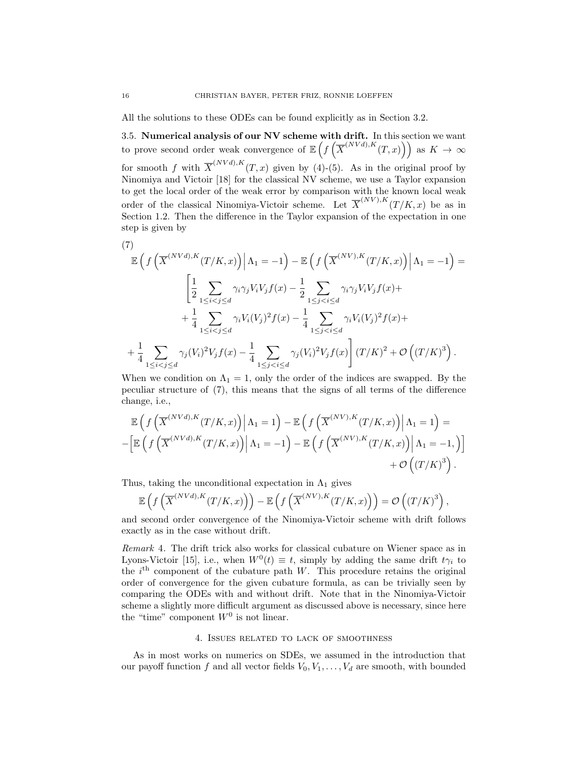All the solutions to these ODEs can be found explicitly as in Section 3.2.

### 3.5. Numerical analysis of our NV scheme with drift.

In this section we want to prove second order weak convergence of $\mathbb{E}\left(f\left(\overline{X}^{(NVd),K}(T,x)\right)\right)$ as $K \to \infty$ for smooth $f$ with $\overline{X}^{(NVd),K}(T,x)$ given by (4)-(5). As in the original proof by Ninomiya and Victoir [18] for the classical NV scheme, we use a Taylor expansion to get the local order of the weak error by comparison with the known local weak order of the classical Ninomiya-Victoir scheme. Let $\overline{X}^{(NV),K}(T/K,x)$ be as in Section 1.2. Then the difference in the Taylor expansion of the expectation in one step is given by

$$
\begin{aligned}
&\mathbb{E}\left(f\left(\overline{X}^{(NVd),K}(T/K,x)\right)\Big|\,\Lambda_1=-1\right)-\mathbb{E}\left(f\left(\overline{X}^{(NV),K}(T/K,x)\right)\Big|\,\Lambda_1=-1\right)= \\
&\qquad\Bigg[\frac{1}{2}\sum_{1\le i<j\le d}\gamma_i\gamma_j V_iV_jf(x)-\frac{1}{2}\sum_{1\le j<i\le d}\gamma_i\gamma_j V_iV_jf(x)+ \\
&\qquad+\frac{1}{4}\sum_{1\le i<j\le d}\gamma_i V_i(V_j)^2f(x)-\frac{1}{4}\sum_{1\le j<i\le d}\gamma_i V_i(V_j)^2f(x)+ \\
&+\frac{1}{4}\sum_{1\le i<j\le d}\gamma_j (V_i)^2V_jf(x)-\frac{1}{4}\sum_{1\le j<i\le d}\gamma_j (V_i)^2V_jf(x)\Bigg](T/K)^2+\mathcal{O}\left((T/K)^3\right).
\end{aligned}
\tag{7}
$$

When we condition on $\Lambda_1 = 1$, only the order of the indices are swapped. By the peculiar structure of (7), this means that the signs of all terms of the difference change, i.e.,

$$
\begin{aligned}
&\mathbb{E}\left(f\left(\overline{X}^{(NVd),K}(T/K,x)\right)\Big|\,\Lambda_1=1\right)-\mathbb{E}\left(f\left(\overline{X}^{(NV),K}(T/K,x)\right)\Big|\,\Lambda_1=1\right)= \\
&-\Big[\mathbb{E}\left(f\left(\overline{X}^{(NVd),K}(T/K,x)\right)\Big|\,\Lambda_1=-1\right)-\mathbb{E}\left(f\left(\overline{X}^{(NV),K}(T/K,x)\right)\Big|\,\Lambda_1=-1,\right)\Big] \\
&\qquad\qquad\qquad\qquad\qquad\qquad\qquad\qquad+\mathcal{O}\left((T/K)^3\right).
\end{aligned}
$$

Thus, taking the unconditional expectation in $\Lambda_1$ gives

$$
\mathbb{E}\left(f\left(\overline{X}^{(NVd),K}(T/K,x)\right)\right)-\mathbb{E}\left(f\left(\overline{X}^{(NV),K}(T/K,x)\right)\right)=\mathcal{O}\left((T/K)^3\right),
$$

and second order convergence of the Ninomiya-Victoir scheme with drift follows exactly as in the case without drift.

*Remark* 4. The drift trick also works for classical cubature on Wiener space as in Lyons-Victoir [15], i.e., when $W^0(t) \equiv t$, simply by adding the same drift $t\gamma_i$ to the $i^{\text{th}}$ component of the cubature path $W$. This procedure retains the original order of convergence for the given cubature formula, as can be trivially seen by comparing the ODEs with and without drift. Note that in the Ninomiya-Victoir scheme a slightly more difficult argument as discussed above is necessary, since here the "time" component $W^0$ is not linear.

## 4. Issues related to lack of smoothness

As in most works on numerics on SDEs, we assumed in the introduction that our payoff function $f$ and all vector fields $V_0, V_1, \ldots, V_d$ are smooth, with bounded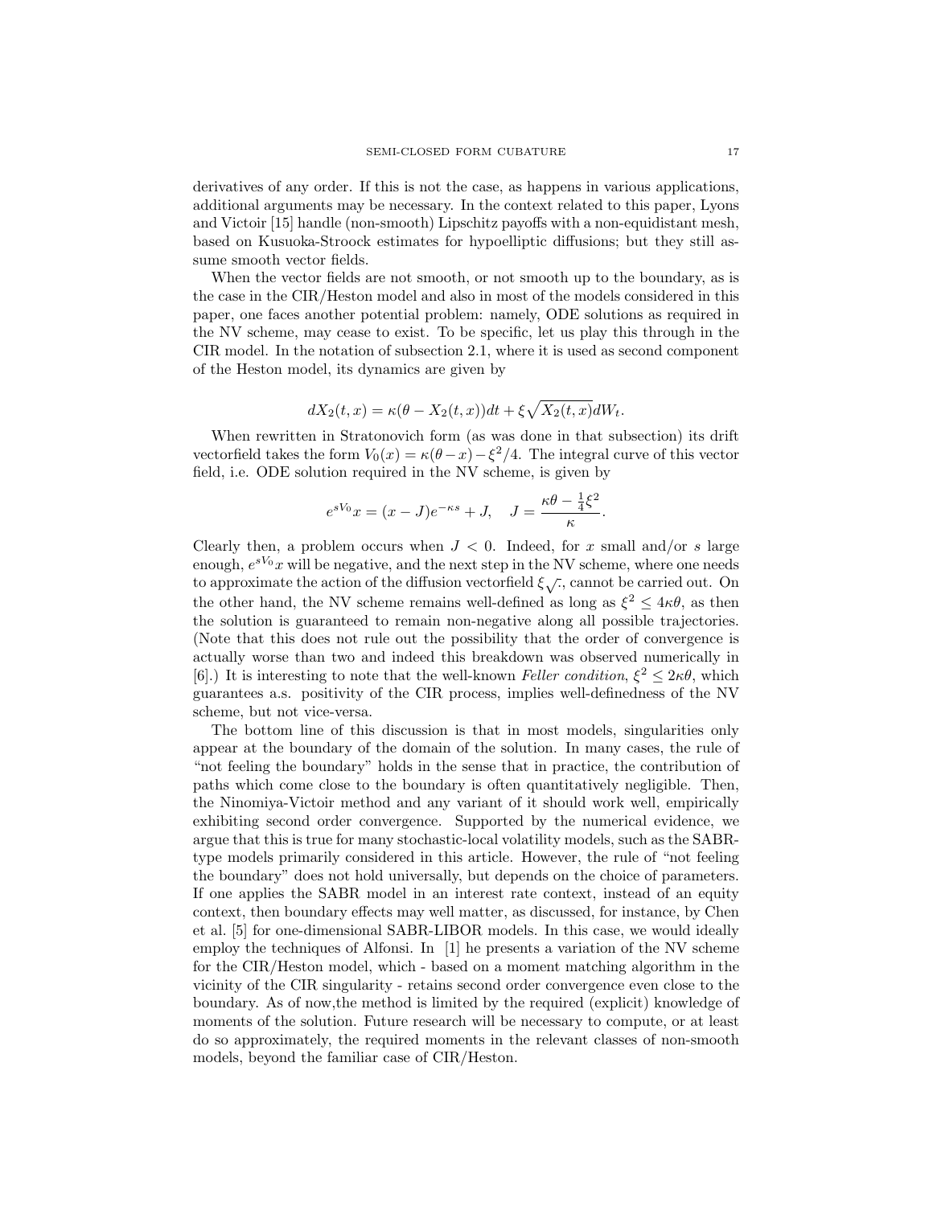derivatives of any order. If this is not the case, as happens in various applications, additional arguments may be necessary. In the context related to this paper, Lyons and Victoir [15] handle (non-smooth) Lipschitz payoffs with a non-equidistant mesh, based on Kusuoka-Stroock estimates for hypoelliptic diffusions; but they still assume smooth vector fields.

When the vector fields are not smooth, or not smooth up to the boundary, as is the case in the CIR/Heston model and also in most of the models considered in this paper, one faces another potential problem: namely, ODE solutions as required in the NV scheme, may cease to exist. To be specific, let us play this through in the CIR model. In the notation of subsection 2.1, where it is used as second component of the Heston model, its dynamics are given by

$$dX_2(t,x) = \kappa(\theta - X_2(t,x))dt + \xi\sqrt{X_2(t,x)}dW_t.$$

When rewritten in Stratonovich form (as was done in that subsection) its drift vectorfield takes the form $V_0(x) = \kappa(\theta - x) - \xi^2/4$. The integral curve of this vector field, i.e. ODE solution required in the NV scheme, is given by

$$e^{sV_0}x = (x - J)e^{-\kappa s} + J, \quad J = \frac{\kappa\theta - \frac{1}{4}\xi^2}{\kappa}.$$

Clearly then, a problem occurs when $J < 0$. Indeed, for $x$ small and/or $s$ large enough, $e^{sV_0}x$ will be negative, and the next step in the NV scheme, where one needs to approximate the action of the diffusion vectorfield $\xi\sqrt{\cdot}$, cannot be carried out. On the other hand, the NV scheme remains well-defined as long as $\xi^2 \leq 4\kappa\theta$, as then the solution is guaranteed to remain non-negative along all possible trajectories. (Note that this does not rule out the possibility that the order of convergence is actually worse than two and indeed this breakdown was observed numerically in [6].) It is interesting to note that the well-known *Feller condition*, $\xi^2 \leq 2\kappa\theta$, which guarantees a.s. positivity of the CIR process, implies well-definedness of the NV scheme, but not vice-versa.

The bottom line of this discussion is that in most models, singularities only appear at the boundary of the domain of the solution. In many cases, the rule of "not feeling the boundary" holds in the sense that in practice, the contribution of paths which come close to the boundary is often quantitatively negligible. Then, the Ninomiya-Victoir method and any variant of it should work well, empirically exhibiting second order convergence. Supported by the numerical evidence, we argue that this is true for many stochastic-local volatility models, such as the SABR-type models primarily considered in this article. However, the rule of "not feeling the boundary" does not hold universally, but depends on the choice of parameters. If one applies the SABR model in an interest rate context, instead of an equity context, then boundary effects may well matter, as discussed, for instance, by Chen et al. [5] for one-dimensional SABR-LIBOR models. In this case, we would ideally employ the techniques of Alfonsi. In [1] he presents a variation of the NV scheme for the CIR/Heston model, which - based on a moment matching algorithm in the vicinity of the CIR singularity - retains second order convergence even close to the boundary. As of now,the method is limited by the required (explicit) knowledge of moments of the solution. Future research will be necessary to compute, or at least do so approximately, the required moments in the relevant classes of non-smooth models, beyond the familiar case of CIR/Heston.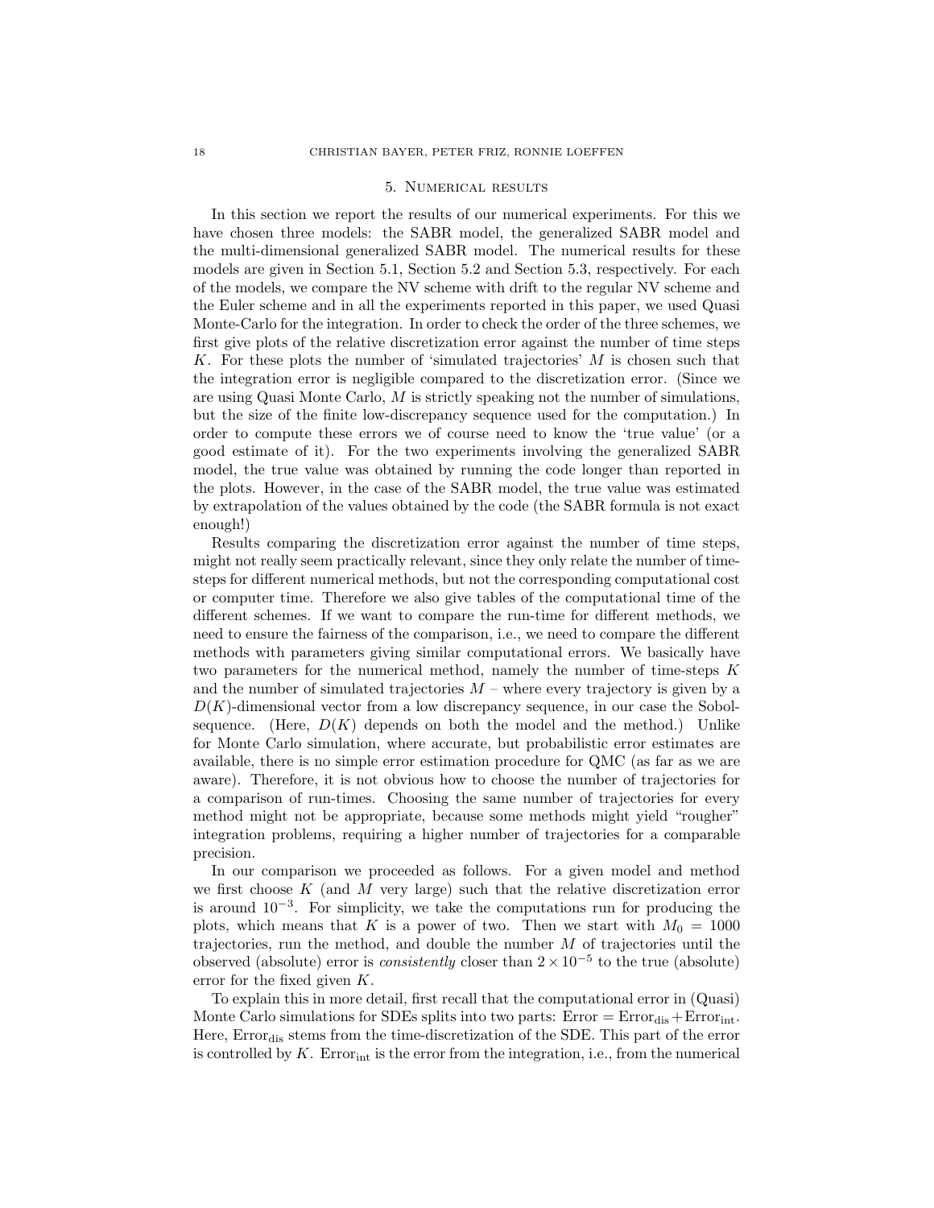## 5. Numerical results

In this section we report the results of our numerical experiments. For this we have chosen three models: the SABR model, the generalized SABR model and the multi-dimensional generalized SABR model. The numerical results for these models are given in Section 5.1, Section 5.2 and Section 5.3, respectively. For each of the models, we compare the NV scheme with drift to the regular NV scheme and the Euler scheme and in all the experiments reported in this paper, we used Quasi Monte-Carlo for the integration. In order to check the order of the three schemes, we first give plots of the relative discretization error against the number of time steps $K$. For these plots the number of 'simulated trajectories' $M$ is chosen such that the integration error is negligible compared to the discretization error. (Since we are using Quasi Monte Carlo, $M$ is strictly speaking not the number of simulations, but the size of the finite low-discrepancy sequence used for the computation.) In order to compute these errors we of course need to know the 'true value' (or a good estimate of it). For the two experiments involving the generalized SABR model, the true value was obtained by running the code longer than reported in the plots. However, in the case of the SABR model, the true value was estimated by extrapolation of the values obtained by the code (the SABR formula is not exact enough!)

Results comparing the discretization error against the number of time steps, might not really seem practically relevant, since they only relate the number of time-steps for different numerical methods, but not the corresponding computational cost or computer time. Therefore we also give tables of the computational time of the different schemes. If we want to compare the run-time for different methods, we need to ensure the fairness of the comparison, i.e., we need to compare the different methods with parameters giving similar computational errors. We basically have two parameters for the numerical method, namely the number of time-steps $K$ and the number of simulated trajectories $M$ – where every trajectory is given by a $D(K)$-dimensional vector from a low discrepancy sequence, in our case the Sobol-sequence. (Here, $D(K)$ depends on both the model and the method.) Unlike for Monte Carlo simulation, where accurate, but probabilistic error estimates are available, there is no simple error estimation procedure for QMC (as far as we are aware). Therefore, it is not obvious how to choose the number of trajectories for a comparison of run-times. Choosing the same number of trajectories for every method might not be appropriate, because some methods might yield "rougher" integration problems, requiring a higher number of trajectories for a comparable precision.

In our comparison we proceeded as follows. For a given model and method we first choose $K$ (and $M$ very large) such that the relative discretization error is around $10^{-3}$. For simplicity, we take the computations run for producing the plots, which means that $K$ is a power of two. Then we start with $M_0 = 1000$ trajectories, run the method, and double the number $M$ of trajectories until the observed (absolute) error is *consistently* closer than $2 \times 10^{-5}$ to the true (absolute) error for the fixed given $K$.

To explain this in more detail, first recall that the computational error in (Quasi) Monte Carlo simulations for SDEs splits into two parts: $\text{Error} = \text{Error}_{\text{dis}} + \text{Error}_{\text{int}}$. Here, $\text{Error}_{\text{dis}}$ stems from the time-discretization of the SDE. This part of the error is controlled by $K$. $\text{Error}_{\text{int}}$ is the error from the integration, i.e., from the numerical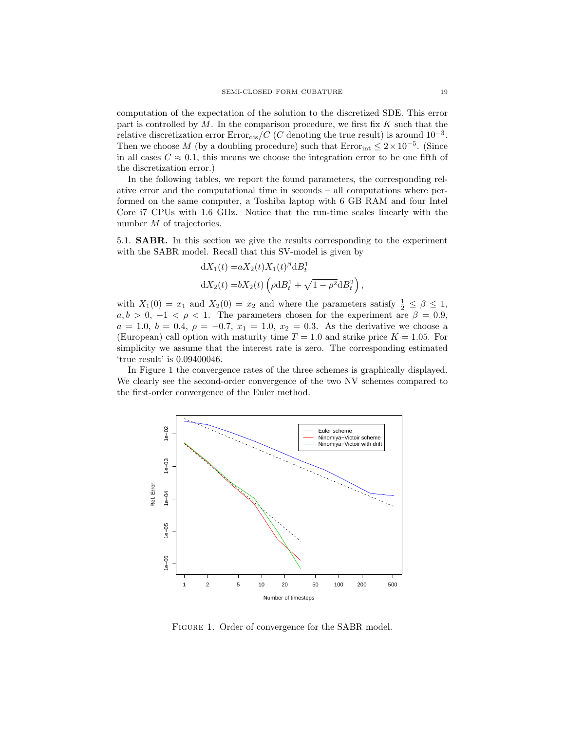computation of the expectation of the solution to the discretized SDE. This error part is controlled by $M$. In the comparison procedure, we first fix $K$ such that the relative discretization error $\text{Error}_{\text{dis}}/C$ ($C$ denoting the true result) is around $10^{-3}$. Then we choose $M$ (by a doubling procedure) such that $\text{Error}_{\text{int}} \leq 2 \times 10^{-5}$. (Since in all cases $C \approx 0.1$, this means we choose the integration error to be one fifth of the discretization error.)

In the following tables, we report the found parameters, the corresponding relative error and the computational time in seconds – all computations where performed on the same computer, a Toshiba laptop with 6 GB RAM and four Intel Core i7 CPUs with 1.6 GHz. Notice that the run-time scales linearly with the number $M$ of trajectories.

5.1. **SABR.** In this section we give the results corresponding to the experiment with the SABR model. Recall that this SV-model is given by

$$
\begin{aligned}
\mathrm{d}X_1(t) &= aX_2(t)X_1(t)^\beta \mathrm{d}B_t^1 \\
\mathrm{d}X_2(t) &= bX_2(t)\left(\rho \mathrm{d}B_t^1 + \sqrt{1-\rho^2}\mathrm{d}B_t^2\right),
\end{aligned}
$$

with $X_1(0) = x_1$ and $X_2(0) = x_2$ and where the parameters satisfy $\frac{1}{2} \leq \beta \leq 1$, $a, b > 0$, $-1 < \rho < 1$. The parameters chosen for the experiment are $\beta = 0.9$, $a = 1.0$, $b = 0.4$, $\rho = -0.7$, $x_1 = 1.0$, $x_2 = 0.3$. As the derivative we choose a (European) call option with maturity time $T = 1.0$ and strike price $K = 1.05$. For simplicity we assume that the interest rate is zero. The corresponding estimated 'true result' is 0.09400046.

In Figure 1 the convergence rates of the three schemes is graphically displayed. We clearly see the second-order convergence of the two NV schemes compared to the first-order convergence of the Euler method.

FIGURE 1. Order of convergence for the SABR model.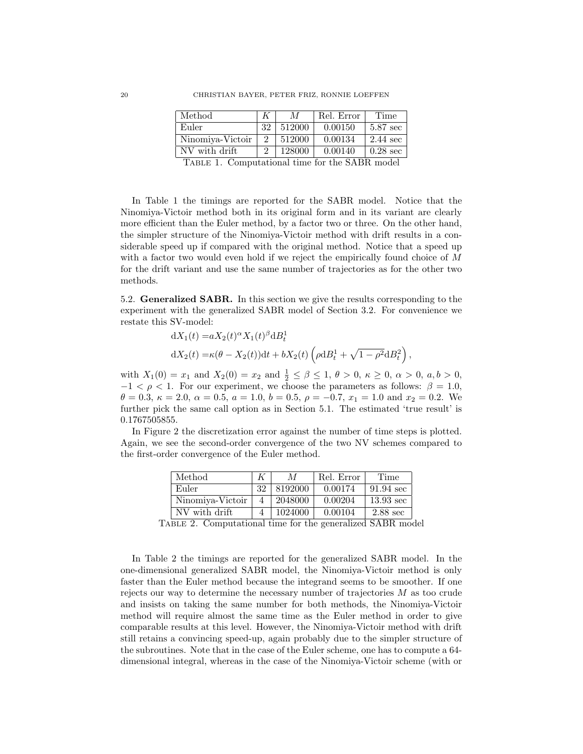| Method | $K$ | $M$ | Rel. Error | Time |
|---|---|---|---|---|
| Euler | 32 | 512000 | 0.00150 | 5.87 sec |
| Ninomiya-Victoir | 2 | 512000 | 0.00134 | 2.44 sec |
| NV with drift | 2 | 128000 | 0.00140 | 0.28 sec |

Table 1. Computational time for the SABR model

In Table 1 the timings are reported for the SABR model. Notice that the Ninomiya-Victoir method both in its original form and in its variant are clearly more efficient than the Euler method, by a factor two or three. On the other hand, the simpler structure of the Ninomiya-Victoir method with drift results in a considerable speed up if compared with the original method. Notice that a speed up with a factor two would even hold if we reject the empirically found choice of $M$ for the drift variant and use the same number of trajectories as for the other two methods.

5.2. **Generalized SABR.** In this section we give the results corresponding to the experiment with the generalized SABR model of Section 3.2. For convenience we restate this SV-model:

$$
\begin{aligned}
\mathrm{d}X_1(t) &= aX_2(t)^\alpha X_1(t)^\beta \mathrm{d}B_t^1 \\
\mathrm{d}X_2(t) &= \kappa(\theta - X_2(t))\mathrm{d}t + bX_2(t)\left(\rho \mathrm{d}B_t^1 + \sqrt{1-\rho^2}\mathrm{d}B_t^2\right),
\end{aligned}
$$

with $X_1(0) = x_1$ and $X_2(0) = x_2$ and $\frac{1}{2} \leq \beta \leq 1$, $\theta > 0$, $\kappa \geq 0$, $\alpha > 0$, $a, b > 0$, $-1 < \rho < 1$. For our experiment, we choose the parameters as follows: $\beta = 1.0$, $\theta = 0.3$, $\kappa = 2.0$, $\alpha = 0.5$, $a = 1.0$, $b = 0.5$, $\rho = -0.7$, $x_1 = 1.0$ and $x_2 = 0.2$. We further pick the same call option as in Section 5.1. The estimated 'true result' is 0.1767505855.

In Figure 2 the discretization error against the number of time steps is plotted. Again, we see the second-order convergence of the two NV schemes compared to the first-order convergence of the Euler method.

| Method | $K$ | $M$ | Rel. Error | Time |
|---|---|---|---|---|
| Euler | 32 | 8192000 | 0.00174 | 91.94 sec |
| Ninomiya-Victoir | 4 | 2048000 | 0.00204 | 13.93 sec |
| NV with drift | 4 | 1024000 | 0.00104 | 2.88 sec |

Table 2. Computational time for the generalized SABR model

In Table 2 the timings are reported for the generalized SABR model. In the one-dimensional generalized SABR model, the Ninomiya-Victoir method is only faster than the Euler method because the integrand seems to be smoother. If one rejects our way to determine the necessary number of trajectories $M$ as too crude and insists on taking the same number for both methods, the Ninomiya-Victoir method will require almost the same time as the Euler method in order to give comparable results at this level. However, the Ninomiya-Victoir method with drift still retains a convincing speed-up, again probably due to the simpler structure of the subroutines. Note that in the case of the Euler scheme, one has to compute a 64-dimensional integral, whereas in the case of the Ninomiya-Victoir scheme (with or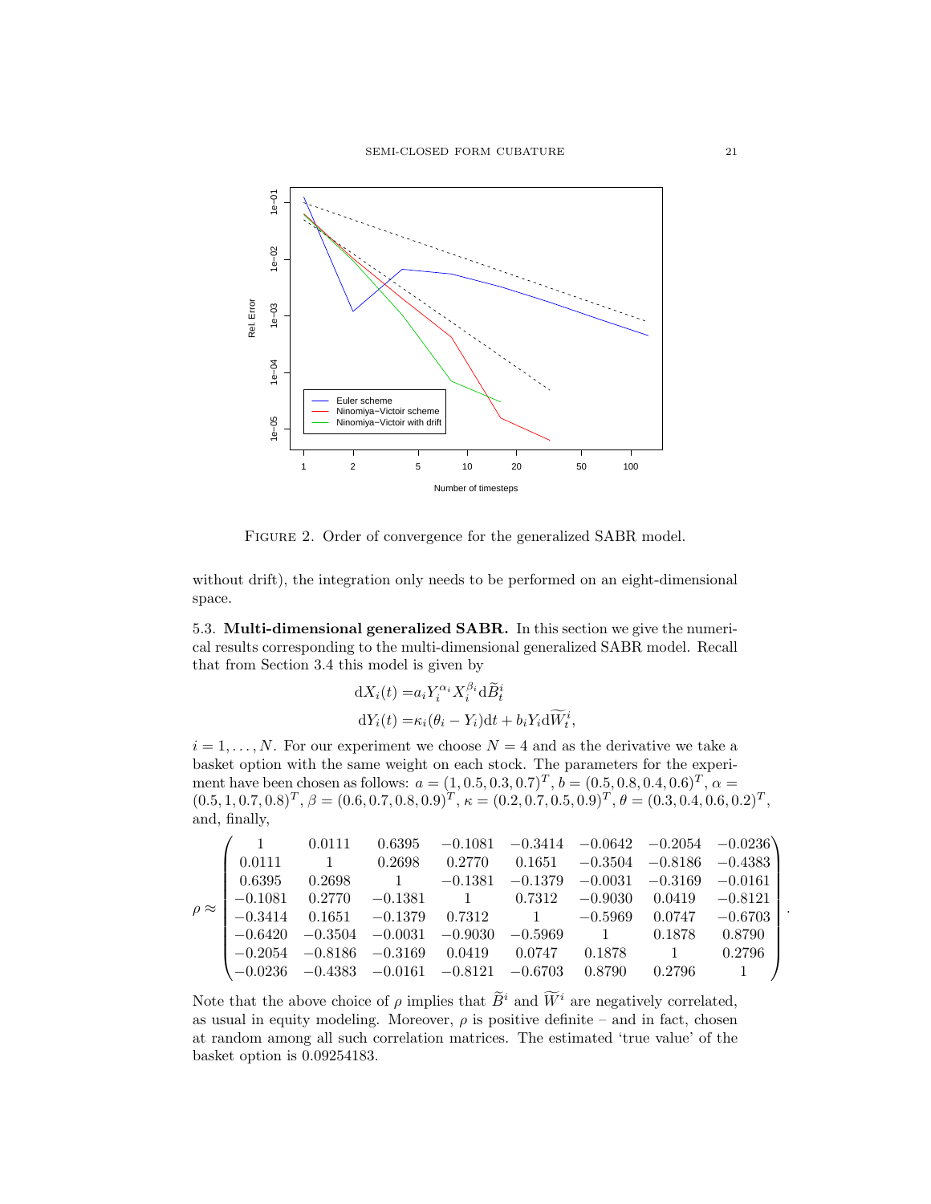Figure 2. Order of convergence for the generalized SABR model.

without drift), the integration only needs to be performed on an eight-dimensional space.

## 5.3. Multi-dimensional generalized SABR.

In this section we give the numerical results corresponding to the multi-dimensional generalized SABR model. Recall that from Section 3.4 this model is given by

$$
\begin{aligned}
\mathrm{d}X_i(t) =& a_i Y_i^{\alpha_i} X_i^{\beta_i} \mathrm{d}\widetilde{B}_t^i \\
\mathrm{d}Y_i(t) =& \kappa_i(\theta_i - Y_i)\mathrm{d}t + b_i Y_i \mathrm{d}\widetilde{W}_t^i,
\end{aligned}
$$

$i = 1, \ldots, N$. For our experiment we choose $N = 4$ and as the derivative we take a basket option with the same weight on each stock. The parameters for the experiment have been chosen as follows: $a = (1, 0.5, 0.3, 0.7)^T$, $b = (0.5, 0.8, 0.4, 0.6)^T$, $\alpha = (0.5, 1, 0.7, 0.8)^T$, $\beta = (0.6, 0.7, 0.8, 0.9)^T$, $\kappa = (0.2, 0.7, 0.5, 0.9)^T$, $\theta = (0.3, 0.4, 0.6, 0.2)^T$, and, finally,

$$
\rho \approx \begin{pmatrix}
1 & 0.0111 & 0.6395 & -0.1081 & -0.3414 & -0.0642 & -0.2054 & -0.0236 \\
0.0111 & 1 & 0.2698 & 0.2770 & 0.1651 & -0.3504 & -0.8186 & -0.4383 \\
0.6395 & 0.2698 & 1 & -0.1381 & -0.1379 & -0.0031 & -0.3169 & -0.0161 \\
-0.1081 & 0.2770 & -0.1381 & 1 & 0.7312 & -0.9030 & 0.0419 & -0.8121 \\
-0.3414 & 0.1651 & -0.1379 & 0.7312 & 1 & -0.5969 & 0.0747 & -0.6703 \\
-0.6420 & -0.3504 & -0.0031 & -0.9030 & -0.5969 & 1 & 0.1878 & 0.8790 \\
-0.2054 & -0.8186 & -0.3169 & 0.0419 & 0.0747 & 0.1878 & 1 & 0.2796 \\
-0.0236 & -0.4383 & -0.0161 & -0.8121 & -0.6703 & 0.8790 & 0.2796 & 1
\end{pmatrix}.
$$

Note that the above choice of $\rho$ implies that $\widetilde{B}^i$ and $\widetilde{W}^i$ are negatively correlated, as usual in equity modeling. Moreover, $\rho$ is positive definite – and in fact, chosen at random among all such correlation matrices. The estimated 'true value' of the basket option is 0.09254183.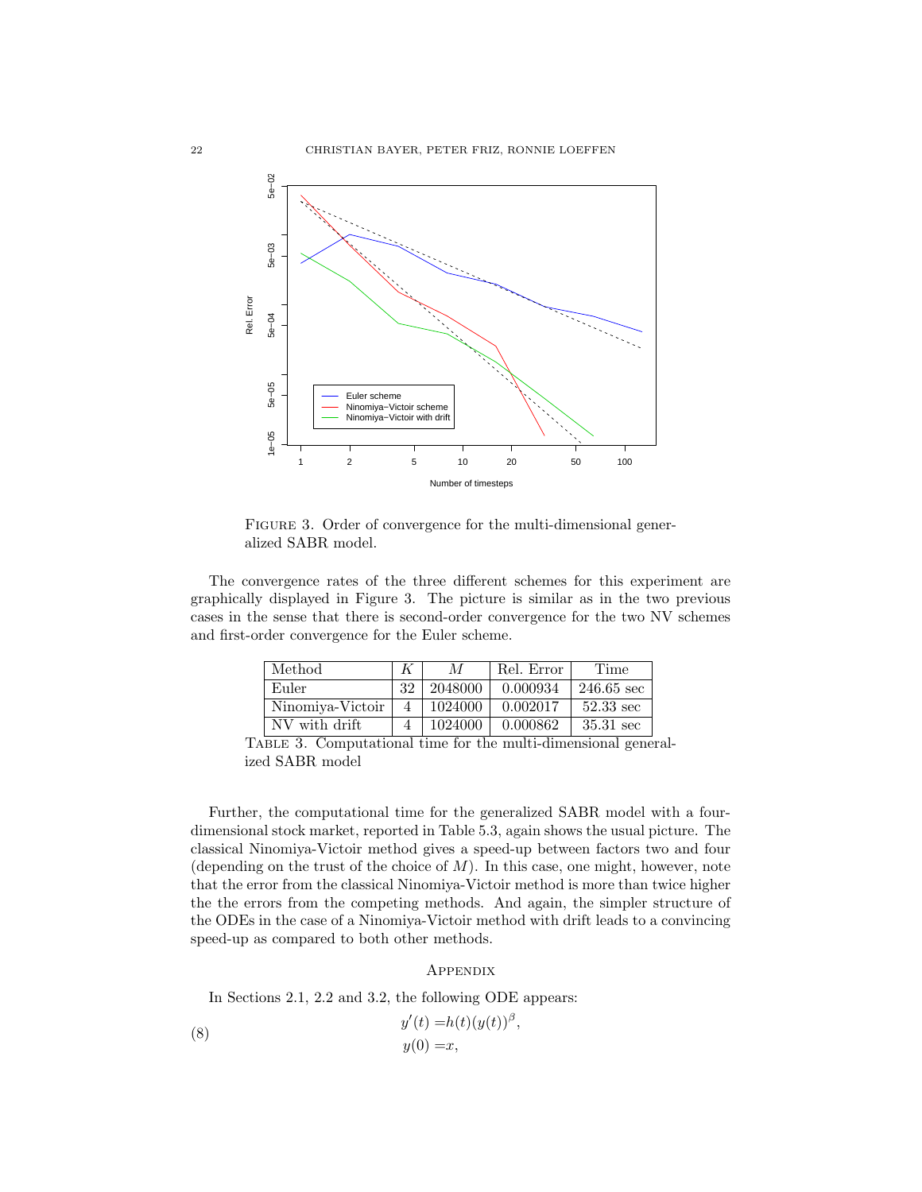FIGURE 3. Order of convergence for the multi-dimensional generalized SABR model.

The convergence rates of the three different schemes for this experiment are graphically displayed in Figure 3. The picture is similar as in the two previous cases in the sense that there is second-order convergence for the two NV schemes and first-order convergence for the Euler scheme.

| Method | $K$ | $M$ | Rel. Error | Time |
|---|---|---|---|---|
| Euler | 32 | 2048000 | 0.000934 | 246.65 sec |
| Ninomiya-Victoir | 4 | 1024000 | 0.002017 | 52.33 sec |
| NV with drift | 4 | 1024000 | 0.000862 | 35.31 sec |

TABLE 3. Computational time for the multi-dimensional generalized SABR model

Further, the computational time for the generalized SABR model with a four-dimensional stock market, reported in Table 5.3, again shows the usual picture. The classical Ninomiya-Victoir method gives a speed-up between factors two and four (depending on the trust of the choice of $M$). In this case, one might, however, note that the error from the classical Ninomiya-Victoir method is more than twice higher the the errors from the competing methods. And again, the simpler structure of the ODEs in the case of a Ninomiya-Victoir method with drift leads to a convincing speed-up as compared to both other methods.

## APPENDIX

In Sections 2.1, 2.2 and 3.2, the following ODE appears:

$$
\begin{aligned}
y'(t) &= h(t)(y(t))^{\beta}, \\
y(0) &= x,
\end{aligned}
\tag{8}
$$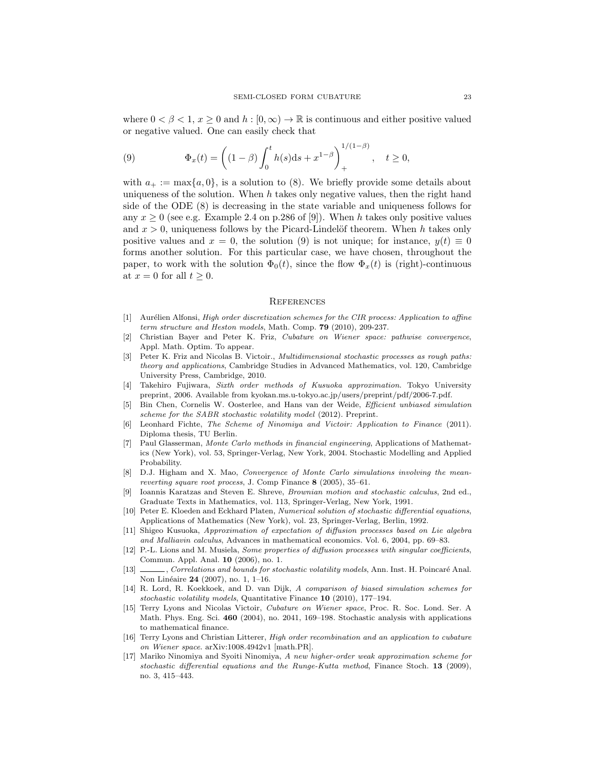where $0 < \beta < 1$, $x \geq 0$ and $h : [0, \infty) \to \mathbb{R}$ is continuous and either positive valued or negative valued. One can easily check that

$$\Phi_x(t) = \left( (1 - \beta) \int_0^t h(s) \mathrm{d}s + x^{1-\beta} \right)_+^{1/(1-\beta)}, \quad t \geq 0, \tag{9}$$

with $a_+ := \max\{a, 0\}$, is a solution to (8). We briefly provide some details about uniqueness of the solution. When $h$ takes only negative values, then the right hand side of the ODE (8) is decreasing in the state variable and uniqueness follows for any $x \geq 0$ (see e.g. Example 2.4 on p.286 of [9]). When $h$ takes only positive values and $x > 0$, uniqueness follows by the Picard-Lindelöf theorem. When $h$ takes only positive values and $x = 0$, the solution (9) is not unique; for instance, $y(t) \equiv 0$ forms another solution. For this particular case, we have chosen, throughout the paper, to work with the solution $\Phi_0(t)$, since the flow $\Phi_x(t)$ is (right)-continuous at $x = 0$ for all $t \geq 0$.

## References

[1] Aurélien Alfonsi, *High order discretization schemes for the CIR process: Application to affine term structure and Heston models*, Math. Comp. **79** (2010), 209-237.

[2] Christian Bayer and Peter K. Friz, *Cubature on Wiener space: pathwise convergence*, Appl. Math. Optim. To appear.

[3] Peter K. Friz and Nicolas B. Victoir., *Multidimensional stochastic processes as rough paths: theory and applications*, Cambridge Studies in Advanced Mathematics, vol. 120, Cambridge University Press, Cambridge, 2010.

[4] Takehiro Fujiwara, *Sixth order methods of Kusuoka approximation*. Tokyo University preprint, 2006. Available from kyokan.ms.u-tokyo.ac.jp/users/preprint/pdf/2006-7.pdf.

[5] Bin Chen, Cornelis W. Oosterlee, and Hans van der Weide, *Efficient unbiased simulation scheme for the SABR stochastic volatility model* (2012). Preprint.

[6] Leonhard Fichte, *The Scheme of Ninomiya and Victoir: Application to Finance* (2011). Diploma thesis, TU Berlin.

[7] Paul Glasserman, *Monte Carlo methods in financial engineering*, Applications of Mathematics (New York), vol. 53, Springer-Verlag, New York, 2004. Stochastic Modelling and Applied Probability.

[8] D.J. Higham and X. Mao, *Convergence of Monte Carlo simulations involving the mean-reverting square root process*, J. Comp Finance **8** (2005), 35–61.

[9] Ioannis Karatzas and Steven E. Shreve, *Brownian motion and stochastic calculus*, 2nd ed., Graduate Texts in Mathematics, vol. 113, Springer-Verlag, New York, 1991.

[10] Peter E. Kloeden and Eckhard Platen, *Numerical solution of stochastic differential equations*, Applications of Mathematics (New York), vol. 23, Springer-Verlag, Berlin, 1992.

[11] Shigeo Kusuoka, *Approximation of expectation of diffusion processes based on Lie algebra and Malliavin calculus*, Advances in mathematical economics. Vol. 6, 2004, pp. 69–83.

[12] P.-L. Lions and M. Musiela, *Some properties of diffusion processes with singular coefficients*, Commun. Appl. Anal. **10** (2006), no. 1.

[13] ———, *Correlations and bounds for stochastic volatility models*, Ann. Inst. H. Poincaré Anal. Non Linéaire **24** (2007), no. 1, 1–16.

[14] R. Lord, R. Koekkoek, and D. van Dijk, *A comparison of biased simulation schemes for stochastic volatility models*, Quantitative Finance **10** (2010), 177–194.

[15] Terry Lyons and Nicolas Victoir, *Cubature on Wiener space*, Proc. R. Soc. Lond. Ser. A Math. Phys. Eng. Sci. **460** (2004), no. 2041, 169–198. Stochastic analysis with applications to mathematical finance.

[16] Terry Lyons and Christian Litterer, *High order recombination and an application to cubature on Wiener space*. arXiv:1008.4942v1 [math.PR].

[17] Mariko Ninomiya and Syoiti Ninomiya, *A new higher-order weak approximation scheme for stochastic differential equations and the Runge-Kutta method*, Finance Stoch. **13** (2009), no. 3, 415–443.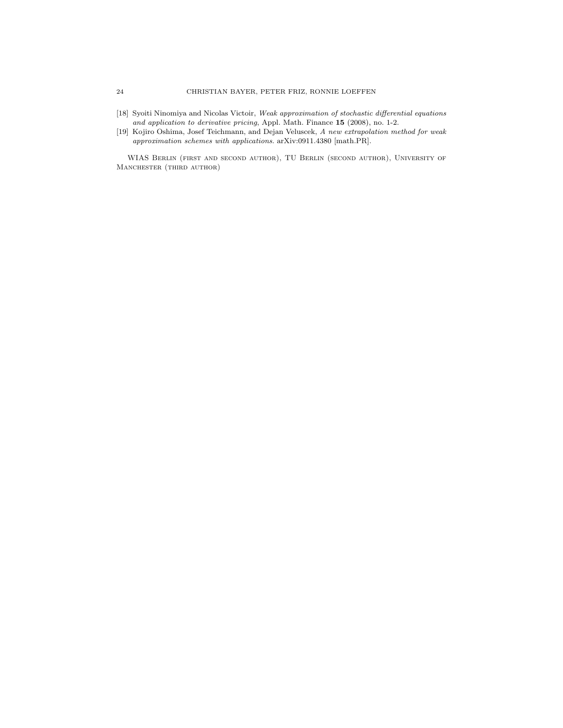[18] Syoiti Ninomiya and Nicolas Victoir, *Weak approximation of stochastic differential equations and application to derivative pricing*, Appl. Math. Finance **15** (2008), no. 1-2.

[19] Kojiro Oshima, Josef Teichmann, and Dejan Veluscek, *A new extrapolation method for weak approximation schemes with applications*. arXiv:0911.4380 [math.PR].

WIAS Berlin (first and second author), TU Berlin (second author), University of Manchester (third author)